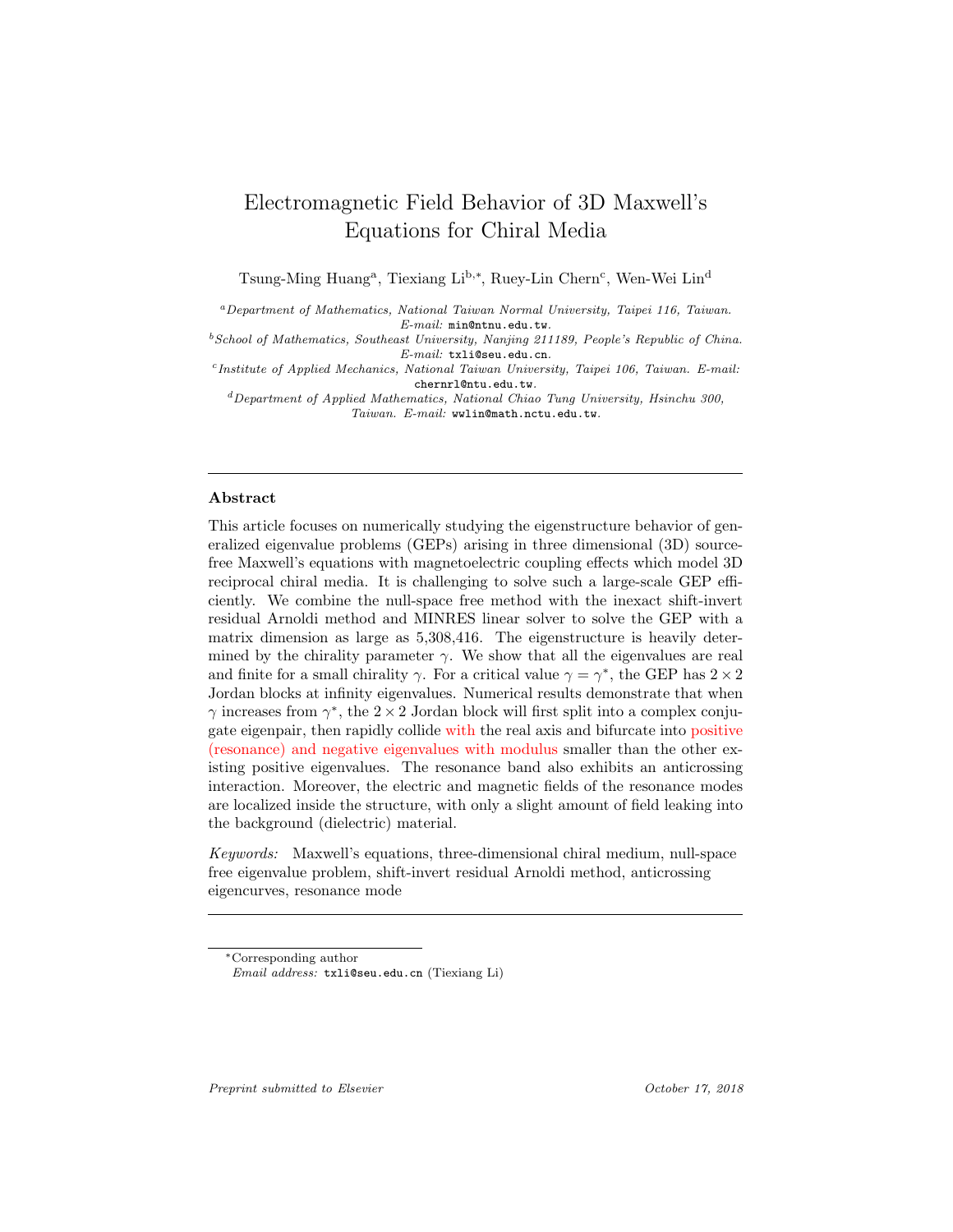# Electromagnetic Field Behavior of 3D Maxwell's Equations for Chiral Media

Tsung-Ming Huang[a], Tiexiang Li[b,*], Ruey-Lin Chern[c], Wen-Wei Lin[d]

[a] *Department of Mathematics, National Taiwan Normal University, Taipei 116, Taiwan. E-mail:* min@ntnu.edu.tw.

[b] *School of Mathematics, Southeast University, Nanjing 211189, People's Republic of China. E-mail:* txli@seu.edu.cn.

[c] *Institute of Applied Mechanics, National Taiwan University, Taipei 106, Taiwan. E-mail:* chernrl@ntu.edu.tw.

[d] *Department of Applied Mathematics, National Chiao Tung University, Hsinchu 300, Taiwan. E-mail:* wwlin@math.nctu.edu.tw.

---

## Abstract

This article focuses on numerically studying the eigenstructure behavior of generalized eigenvalue problems (GEPs) arising in three dimensional (3D) source-free Maxwell's equations with magnetoelectric coupling effects which model 3D reciprocal chiral media. It is challenging to solve such a large-scale GEP efficiently. We combine the null-space free method with the inexact shift-invert residual Arnoldi method and MINRES linear solver to solve the GEP with a matrix dimension as large as 5,308,416. The eigenstructure is heavily determined by the chirality parameter $\gamma$. We show that all the eigenvalues are real and finite for a small chirality $\gamma$. For a critical value $\gamma = \gamma^*$, the GEP has $2 \times 2$ Jordan blocks at infinity eigenvalues. Numerical results demonstrate that when $\gamma$ increases from $\gamma^*$, the $2 \times 2$ Jordan block will first split into a complex conjugate eigenpair, then rapidly collide with the real axis and bifurcate into positive (resonance) and negative eigenvalues with modulus smaller than the other existing positive eigenvalues. The resonance band also exhibits an anticrossing interaction. Moreover, the electric and magnetic fields of the resonance modes are localized inside the structure, with only a slight amount of field leaking into the background (dielectric) material.

*Keywords:* Maxwell's equations, three-dimensional chiral medium, null-space free eigenvalue problem, shift-invert residual Arnoldi method, anticrossing eigencurves, resonance mode

---

*Corresponding author
*Email address:* txli@seu.edu.cn (Tiexiang Li)

*Preprint submitted to Elsevier* *October 17, 2018*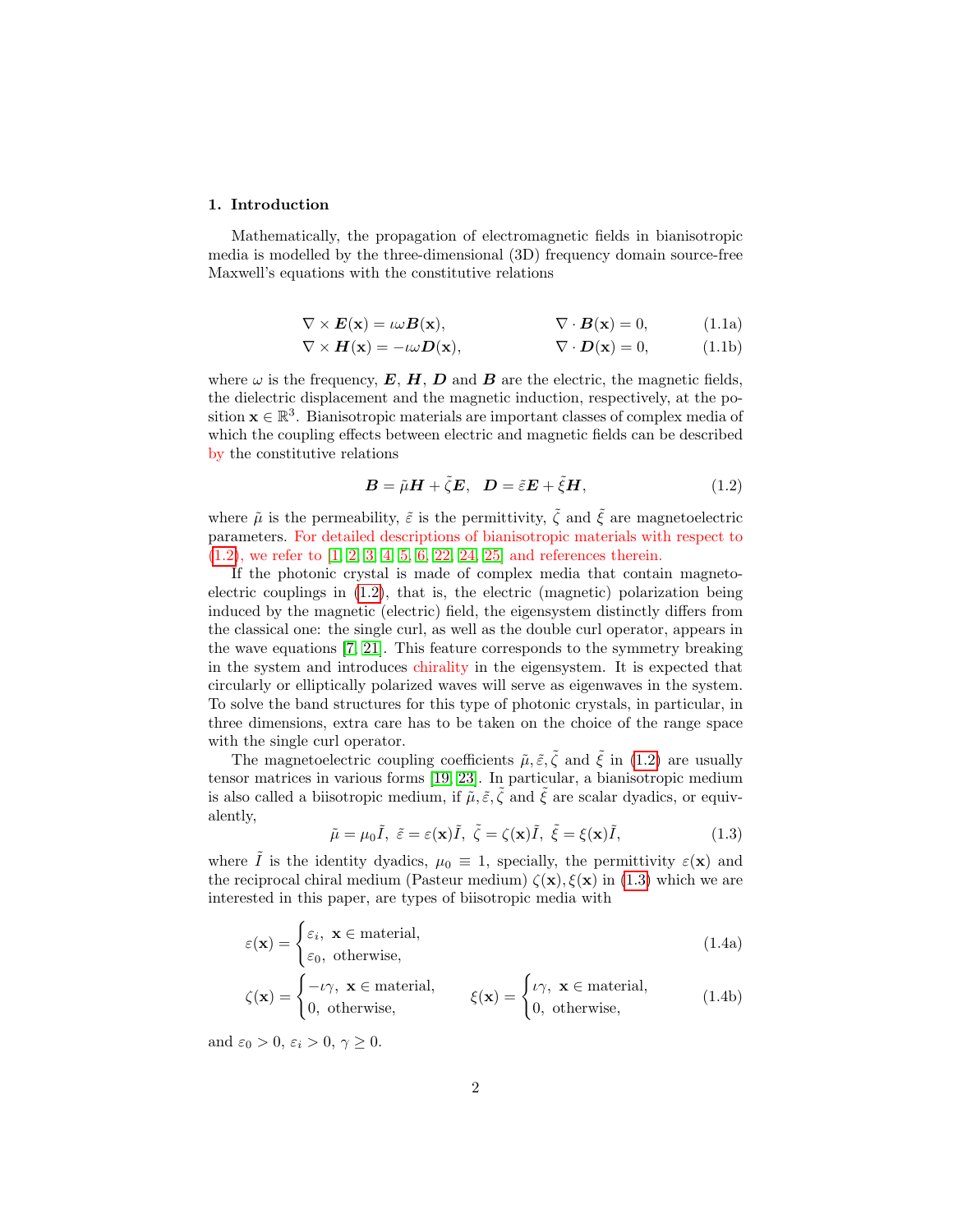## 1. Introduction

Mathematically, the propagation of electromagnetic fields in bianisotropic media is modelled by the three-dimensional (3D) frequency domain source-free Maxwell's equations with the constitutive relations

$$\nabla \times \boldsymbol{E}(\mathbf{x}) = \imath\omega \boldsymbol{B}(\mathbf{x}), \qquad \nabla \cdot \boldsymbol{B}(\mathbf{x}) = 0, \tag{1.1a}$$

$$\nabla \times \boldsymbol{H}(\mathbf{x}) = -\imath\omega \boldsymbol{D}(\mathbf{x}), \qquad \nabla \cdot \boldsymbol{D}(\mathbf{x}) = 0, \tag{1.1b}$$

where $\omega$ is the frequency, $\boldsymbol{E}$, $\boldsymbol{H}$, $\boldsymbol{D}$ and $\boldsymbol{B}$ are the electric, the magnetic fields, the dielectric displacement and the magnetic induction, respectively, at the position $\mathbf{x} \in \mathbb{R}^3$. Bianisotropic materials are important classes of complex media of which the coupling effects between electric and magnetic fields can be described by the constitutive relations

$$\boldsymbol{B} = \tilde{\mu}\boldsymbol{H} + \tilde{\zeta}\boldsymbol{E}, \quad \boldsymbol{D} = \tilde{\varepsilon}\boldsymbol{E} + \tilde{\xi}\boldsymbol{H}, \tag{1.2}$$

where $\tilde{\mu}$ is the permeability, $\tilde{\varepsilon}$ is the permittivity, $\tilde{\zeta}$ and $\tilde{\xi}$ are magnetoelectric parameters. For detailed descriptions of bianisotropic materials with respect to (1.2), we refer to [1, 2, 3, 4, 5, 6, 22, 24, 25] and references therein.

If the photonic crystal is made of complex media that contain magnetoelectric couplings in (1.2), that is, the electric (magnetic) polarization being induced by the magnetic (electric) field, the eigensystem distinctly differs from the classical one: the single curl, as well as the double curl operator, appears in the wave equations [7, 21]. This feature corresponds to the symmetry breaking in the system and introduces chirality in the eigensystem. It is expected that circularly or elliptically polarized waves will serve as eigenwaves in the system. To solve the band structures for this type of photonic crystals, in particular, in three dimensions, extra care has to be taken on the choice of the range space with the single curl operator.

The magnetoelectric coupling coefficients $\tilde{\mu}, \tilde{\varepsilon}, \tilde{\zeta}$ and $\tilde{\xi}$ in (1.2) are usually tensor matrices in various forms [19, 23]. In particular, a bianisotropic medium is also called a biisotropic medium, if $\tilde{\mu}, \tilde{\varepsilon}, \tilde{\zeta}$ and $\tilde{\xi}$ are scalar dyadics, or equivalently,

$$\tilde{\mu} = \mu_0 \tilde{I}, \ \tilde{\varepsilon} = \varepsilon(\mathbf{x})\tilde{I}, \ \tilde{\zeta} = \zeta(\mathbf{x})\tilde{I}, \ \tilde{\xi} = \xi(\mathbf{x})\tilde{I}, \tag{1.3}$$

where $\tilde{I}$ is the identity dyadics, $\mu_0 \equiv 1$, specially, the permittivity $\varepsilon(\mathbf{x})$ and the reciprocal chiral medium (Pasteur medium) $\zeta(\mathbf{x}), \xi(\mathbf{x})$ in (1.3) which we are interested in this paper, are types of biisotropic media with

$$\varepsilon(\mathbf{x}) = \begin{cases} \varepsilon_i, \ \mathbf{x} \in \text{material}, \\ \varepsilon_0, \ \text{otherwise}, \end{cases} \tag{1.4a}$$

$$\zeta(\mathbf{x}) = \begin{cases} -\imath\gamma, \ \mathbf{x} \in \text{material}, \\ 0, \ \text{otherwise}, \end{cases} \qquad \xi(\mathbf{x}) = \begin{cases} \imath\gamma, \ \mathbf{x} \in \text{material}, \\ 0, \ \text{otherwise}, \end{cases} \tag{1.4b}$$

and $\varepsilon_0 > 0$, $\varepsilon_i > 0$, $\gamma \geq 0$.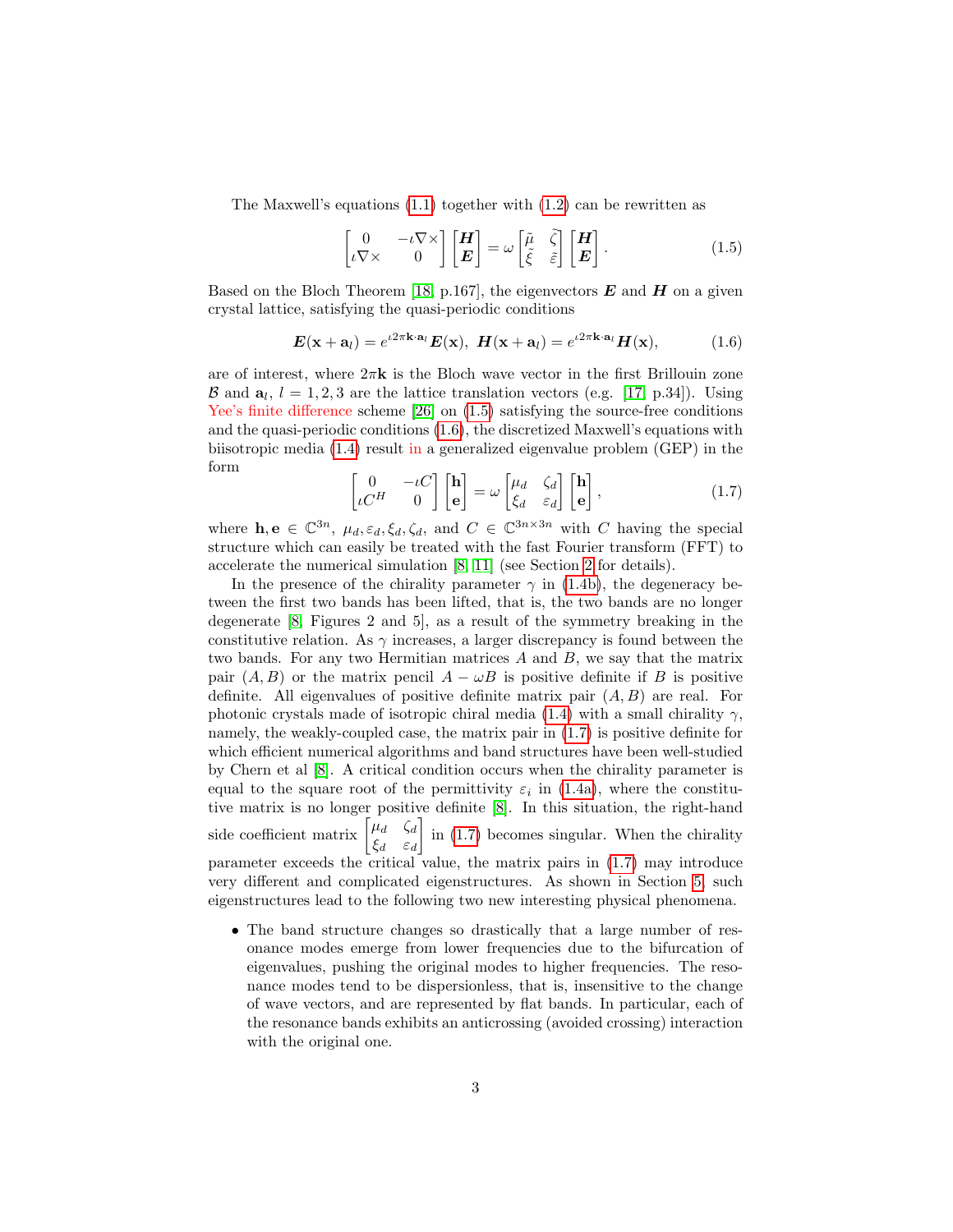The Maxwell's equations (1.1) together with (1.2) can be rewritten as

$$
\begin{bmatrix} 0 & -\iota\nabla\times \\ \iota\nabla\times & 0 \end{bmatrix} \begin{bmatrix} \boldsymbol{H} \\ \boldsymbol{E} \end{bmatrix} = \omega \begin{bmatrix} \tilde{\mu} & \tilde{\zeta} \\ \tilde{\xi} & \tilde{\varepsilon} \end{bmatrix} \begin{bmatrix} \boldsymbol{H} \\ \boldsymbol{E} \end{bmatrix}. \tag{1.5}
$$

Based on the Bloch Theorem [18, p.167], the eigenvectors $\boldsymbol{E}$ and $\boldsymbol{H}$ on a given crystal lattice, satisfying the quasi-periodic conditions

$$
\boldsymbol{E}(\mathbf{x}+\mathbf{a}_l) = e^{\iota 2\pi \mathbf{k}\cdot\mathbf{a}_l}\boldsymbol{E}(\mathbf{x}),\ \boldsymbol{H}(\mathbf{x}+\mathbf{a}_l) = e^{\iota 2\pi \mathbf{k}\cdot\mathbf{a}_l}\boldsymbol{H}(\mathbf{x}), \tag{1.6}
$$

are of interest, where $2\pi\mathbf{k}$ is the Bloch wave vector in the first Brillouin zone $\mathcal{B}$ and $\mathbf{a}_l$, $l = 1, 2, 3$ are the lattice translation vectors (e.g. [17, p.34]). Using Yee's finite difference scheme [26] on (1.5) satisfying the source-free conditions and the quasi-periodic conditions (1.6), the discretized Maxwell's equations with biisotropic media (1.4) result in a generalized eigenvalue problem (GEP) in the form

$$
\begin{bmatrix} 0 & -\iota C \\ \iota C^H & 0 \end{bmatrix} \begin{bmatrix} \mathbf{h} \\ \mathbf{e} \end{bmatrix} = \omega \begin{bmatrix} \mu_d & \zeta_d \\ \xi_d & \varepsilon_d \end{bmatrix} \begin{bmatrix} \mathbf{h} \\ \mathbf{e} \end{bmatrix}, \tag{1.7}
$$

where $\mathbf{h}, \mathbf{e} \in \mathbb{C}^{3n}$, $\mu_d, \varepsilon_d, \xi_d, \zeta_d$, and $C \in \mathbb{C}^{3n\times 3n}$ with $C$ having the special structure which can easily be treated with the fast Fourier transform (FFT) to accelerate the numerical simulation [8, 11] (see Section 2 for details).

In the presence of the chirality parameter $\gamma$ in (1.4b), the degeneracy between the first two bands has been lifted, that is, the two bands are no longer degenerate [8, Figures 2 and 5], as a result of the symmetry breaking in the constitutive relation. As $\gamma$ increases, a larger discrepancy is found between the two bands. For any two Hermitian matrices $A$ and $B$, we say that the matrix pair $(A, B)$ or the matrix pencil $A - \omega B$ is positive definite if $B$ is positive definite. All eigenvalues of positive definite matrix pair $(A, B)$ are real. For photonic crystals made of isotropic chiral media (1.4) with a small chirality $\gamma$, namely, the weakly-coupled case, the matrix pair in (1.7) is positive definite for which efficient numerical algorithms and band structures have been well-studied by Chern et al [8]. A critical condition occurs when the chirality parameter is equal to the square root of the permittivity $\varepsilon_i$ in (1.4a), where the constitutive matrix is no longer positive definite [8]. In this situation, the right-hand side coefficient matrix $\begin{bmatrix} \mu_d & \zeta_d \\ \xi_d & \varepsilon_d \end{bmatrix}$ in (1.7) becomes singular. When the chirality parameter exceeds the critical value, the matrix pairs in (1.7) may introduce very different and complicated eigenstructures. As shown in Section 5, such eigenstructures lead to the following two new interesting physical phenomena.

- The band structure changes so drastically that a large number of resonance modes emerge from lower frequencies due to the bifurcation of eigenvalues, pushing the original modes to higher frequencies. The resonance modes tend to be dispersionless, that is, insensitive to the change of wave vectors, and are represented by flat bands. In particular, each of the resonance bands exhibits an anticrossing (avoided crossing) interaction with the original one.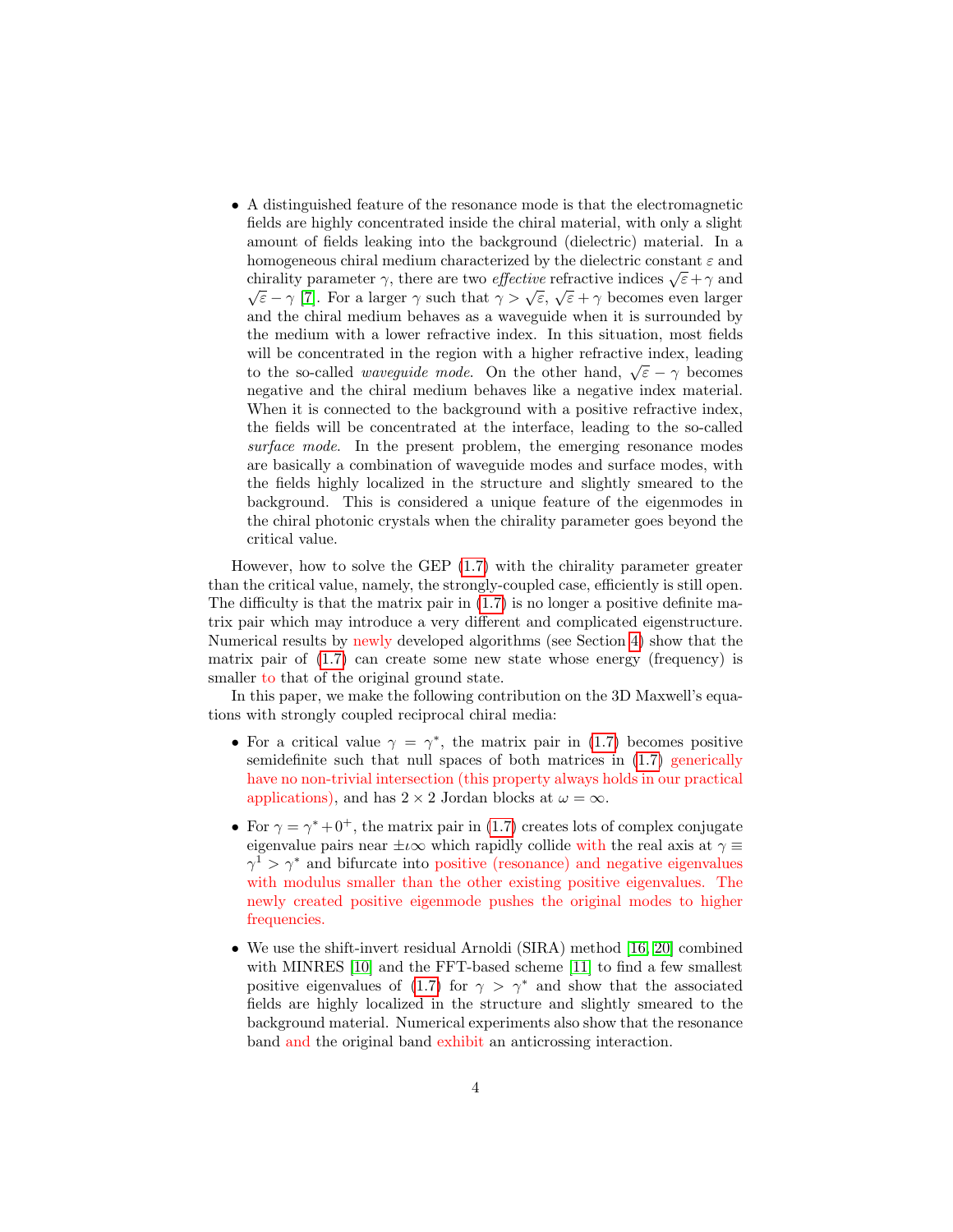- A distinguished feature of the resonance mode is that the electromagnetic fields are highly concentrated inside the chiral material, with only a slight amount of fields leaking into the background (dielectric) material. In a homogeneous chiral medium characterized by the dielectric constant $\varepsilon$ and chirality parameter $\gamma$, there are two *effective* refractive indices $\sqrt{\varepsilon}+\gamma$ and $\sqrt{\varepsilon}-\gamma$ [7]. For a larger $\gamma$ such that $\gamma > \sqrt{\varepsilon}$, $\sqrt{\varepsilon}+\gamma$ becomes even larger and the chiral medium behaves as a waveguide when it is surrounded by the medium with a lower refractive index. In this situation, most fields will be concentrated in the region with a higher refractive index, leading to the so-called *waveguide mode*. On the other hand, $\sqrt{\varepsilon}-\gamma$ becomes negative and the chiral medium behaves like a negative index material. When it is connected to the background with a positive refractive index, the fields will be concentrated at the interface, leading to the so-called *surface mode*. In the present problem, the emerging resonance modes are basically a combination of waveguide modes and surface modes, with the fields highly localized in the structure and slightly smeared to the background. This is considered a unique feature of the eigenmodes in the chiral photonic crystals when the chirality parameter goes beyond the critical value.

However, how to solve the GEP (1.7) with the chirality parameter greater than the critical value, namely, the strongly-coupled case, efficiently is still open. The difficulty is that the matrix pair in (1.7) is no longer a positive definite matrix pair which may introduce a very different and complicated eigenstructure. Numerical results by newly developed algorithms (see Section 4) show that the matrix pair of (1.7) can create some new state whose energy (frequency) is smaller to that of the original ground state.

In this paper, we make the following contribution on the 3D Maxwell's equations with strongly coupled reciprocal chiral media:

- For a critical value $\gamma = \gamma^*$, the matrix pair in (1.7) becomes positive semidefinite such that null spaces of both matrices in (1.7) generically have no non-trivial intersection (this property always holds in our practical applications), and has $2\times 2$ Jordan blocks at $\omega = \infty$.
- For $\gamma = \gamma^* + 0^+$, the matrix pair in (1.7) creates lots of complex conjugate eigenvalue pairs near $\pm\imath\infty$ which rapidly collide with the real axis at $\gamma \equiv \gamma^1 > \gamma^*$ and bifurcate into positive (resonance) and negative eigenvalues with modulus smaller than the other existing positive eigenvalues. The newly created positive eigenmode pushes the original modes to higher frequencies.
- We use the shift-invert residual Arnoldi (SIRA) method [16, 20] combined with MINRES [10] and the FFT-based scheme [11] to find a few smallest positive eigenvalues of (1.7) for $\gamma > \gamma^*$ and show that the associated fields are highly localized in the structure and slightly smeared to the background material. Numerical experiments also show that the resonance band and the original band exhibit an anticrossing interaction.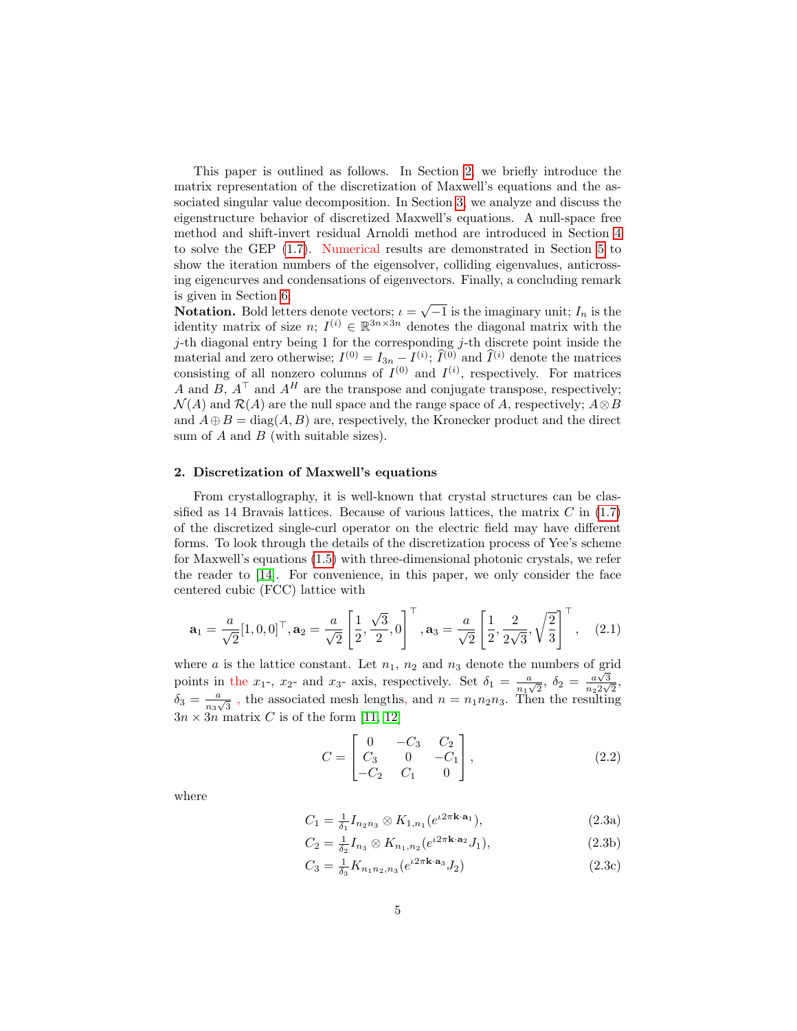This paper is outlined as follows. In Section 2, we briefly introduce the matrix representation of the discretization of Maxwell's equations and the associated singular value decomposition. In Section 3, we analyze and discuss the eigenstructure behavior of discretized Maxwell's equations. A null-space free method and shift-invert residual Arnoldi method are introduced in Section 4 to solve the GEP (1.7). Numerical results are demonstrated in Section 5 to show the iteration numbers of the eigensolver, colliding eigenvalues, anticrossing eigencurves and condensations of eigenvectors. Finally, a concluding remark is given in Section 6.

**Notation.** Bold letters denote vectors; $\iota = \sqrt{-1}$ is the imaginary unit; $I_n$ is the identity matrix of size $n$; $I^{(i)} \in \mathbb{R}^{3n\times 3n}$ denotes the diagonal matrix with the $j$-th diagonal entry being 1 for the corresponding $j$-th discrete point inside the material and zero otherwise; $I^{(0)} = I_{3n} - I^{(i)}$; $\widehat{I}^{(0)}$ and $\widehat{I}^{(i)}$ denote the matrices consisting of all nonzero columns of $I^{(0)}$ and $I^{(i)}$, respectively. For matrices $A$ and $B$, $A^\top$ and $A^H$ are the transpose and conjugate transpose, respectively; $\mathcal{N}(A)$ and $\mathcal{R}(A)$ are the null space and the range space of $A$, respectively; $A\otimes B$ and $A \oplus B = \text{diag}(A, B)$ are, respectively, the Kronecker product and the direct sum of $A$ and $B$ (with suitable sizes).

## 2. Discretization of Maxwell's equations

From crystallography, it is well-known that crystal structures can be classified as 14 Bravais lattices. Because of various lattices, the matrix $C$ in (1.7) of the discretized single-curl operator on the electric field may have different forms. To look through the details of the discretization process of Yee's scheme for Maxwell's equations (1.5) with three-dimensional photonic crystals, we refer the reader to [14]. For convenience, in this paper, we only consider the face centered cubic (FCC) lattice with

$$\mathbf{a}_1 = \frac{a}{\sqrt{2}}[1,0,0]^\top, \mathbf{a}_2 = \frac{a}{\sqrt{2}}\left[\frac{1}{2}, \frac{\sqrt{3}}{2}, 0\right]^\top, \mathbf{a}_3 = \frac{a}{\sqrt{2}}\left[\frac{1}{2}, \frac{2}{2\sqrt{3}}, \sqrt{\frac{2}{3}}\right]^\top, \quad (2.1)$$

where $a$ is the lattice constant. Let $n_1$, $n_2$ and $n_3$ denote the numbers of grid points in the $x_1$-, $x_2$- and $x_3$- axis, respectively. Set $\delta_1 = \frac{a}{n_1\sqrt{2}}$, $\delta_2 = \frac{a\sqrt{3}}{n_2 2\sqrt{2}}$, $\delta_3 = \frac{a}{n_3\sqrt{3}}$ , the associated mesh lengths, and $n = n_1n_2n_3$. Then the resulting $3n \times 3n$ matrix $C$ is of the form [11, 12]

$$C = \begin{bmatrix} 0 & -C_3 & C_2 \\ C_3 & 0 & -C_1 \\ -C_2 & C_1 & 0 \end{bmatrix}, \quad (2.2)$$

where

$$C_1 = \tfrac{1}{\delta_1} I_{n_2n_3} \otimes K_{1,n_1}(e^{\iota 2\pi \mathbf{k}\cdot\mathbf{a}_1}), \quad (2.3a)$$

$$C_2 = \tfrac{1}{\delta_2} I_{n_3} \otimes K_{n_1,n_2}(e^{\iota 2\pi \mathbf{k}\cdot\mathbf{a}_2}J_1), \quad (2.3b)$$

$$C_3 = \tfrac{1}{\delta_3} K_{n_1n_2,n_3}(e^{\iota 2\pi \mathbf{k}\cdot\mathbf{a}_3}J_2) \quad (2.3c)$$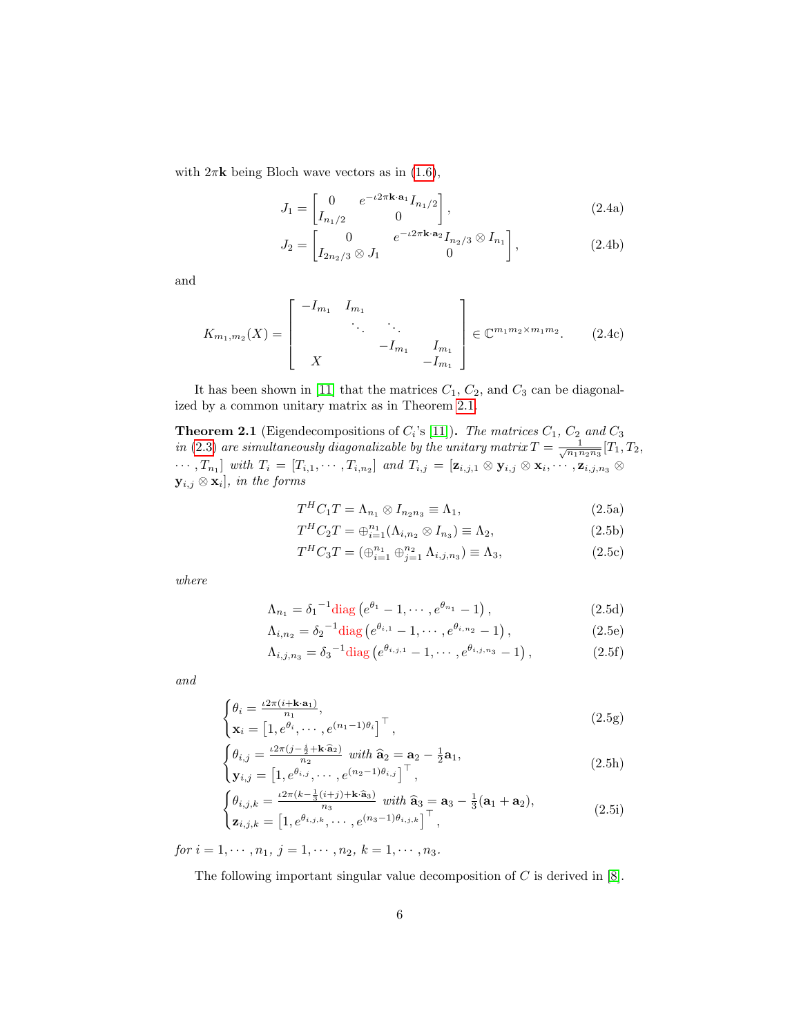with $2\pi\mathbf{k}$ being Bloch wave vectors as in (1.6),

$$J_1 = \begin{bmatrix} 0 & e^{-\iota 2\pi \mathbf{k}\cdot\mathbf{a}_1} I_{n_1/2} \\ I_{n_1/2} & 0 \end{bmatrix}, \tag{2.4a}$$

$$J_2 = \begin{bmatrix} 0 & e^{-\iota 2\pi \mathbf{k}\cdot\mathbf{a}_2} I_{n_2/3} \otimes I_{n_1} \\ I_{2n_2/3} \otimes J_1 & 0 \end{bmatrix}, \tag{2.4b}$$

and

$$K_{m_1,m_2}(X) = \begin{bmatrix} -I_{m_1} & I_{m_1} & & \\ & \ddots & \ddots & \\ & & -I_{m_1} & I_{m_1} \\ X & & & -I_{m_1} \end{bmatrix} \in \mathbb{C}^{m_1 m_2 \times m_1 m_2}. \tag{2.4c}$$

It has been shown in [11] that the matrices $C_1$, $C_2$, and $C_3$ can be diagonalized by a common unitary matrix as in Theorem 2.1.

**Theorem 2.1** (Eigendecompositions of $C_i$'s [11])**.** *The matrices $C_1$, $C_2$ and $C_3$ in (2.3) are simultaneously diagonalizable by the unitary matrix $T = \frac{1}{\sqrt{n_1 n_2 n_3}}[T_1, T_2, \cdots, T_{n_1}]$ with $T_i = [T_{i,1}, \cdots, T_{i,n_2}]$ and $T_{i,j} = [\mathbf{z}_{i,j,1} \otimes \mathbf{y}_{i,j} \otimes \mathbf{x}_i, \cdots, \mathbf{z}_{i,j,n_3} \otimes \mathbf{y}_{i,j} \otimes \mathbf{x}_i]$, in the forms*

$$T^H C_1 T = \Lambda_{n_1} \otimes I_{n_2 n_3} \equiv \Lambda_1, \tag{2.5a}$$

$$T^H C_2 T = \oplus_{i=1}^{n_1} (\Lambda_{i,n_2} \otimes I_{n_3}) \equiv \Lambda_2, \tag{2.5b}$$

$$T^H C_3 T = (\oplus_{i=1}^{n_1} \oplus_{j=1}^{n_2} \Lambda_{i,j,n_3}) \equiv \Lambda_3, \tag{2.5c}$$

*where*

$$\Lambda_{n_1} = {\delta_1}^{-1} \mathrm{diag}\left(e^{\theta_1} - 1, \cdots, e^{\theta_{n_1}} - 1\right), \tag{2.5d}$$

$$\Lambda_{i,n_2} = {\delta_2}^{-1} \mathrm{diag}\left(e^{\theta_{i,1}} - 1, \cdots, e^{\theta_{i,n_2}} - 1\right), \tag{2.5e}$$

$$\Lambda_{i,j,n_3} = {\delta_3}^{-1} \mathrm{diag}\left(e^{\theta_{i,j,1}} - 1, \cdots, e^{\theta_{i,j,n_3}} - 1\right), \tag{2.5f}$$

*and*

$$\begin{cases} \theta_i = \frac{\iota 2\pi(i + \mathbf{k}\cdot\mathbf{a}_1)}{n_1}, \\ \mathbf{x}_i = \left[1, e^{\theta_i}, \cdots, e^{(n_1-1)\theta_i}\right]^\top, \end{cases} \tag{2.5g}$$

$$\begin{cases} \theta_{i,j} = \frac{\iota 2\pi(j - \frac{i}{2} + \mathbf{k}\cdot\widehat{\mathbf{a}}_2)}{n_2} \text{ with } \widehat{\mathbf{a}}_2 = \mathbf{a}_2 - \frac{1}{2}\mathbf{a}_1, \\ \mathbf{y}_{i,j} = \left[1, e^{\theta_{i,j}}, \cdots, e^{(n_2-1)\theta_{i,j}}\right]^\top, \end{cases} \tag{2.5h}$$

$$\begin{cases} \theta_{i,j,k} = \frac{\iota 2\pi(k - \frac{1}{3}(i+j) + \mathbf{k}\cdot\widehat{\mathbf{a}}_3)}{n_3} \text{ with } \widehat{\mathbf{a}}_3 = \mathbf{a}_3 - \frac{1}{3}(\mathbf{a}_1 + \mathbf{a}_2), \\ \mathbf{z}_{i,j,k} = \left[1, e^{\theta_{i,j,k}}, \cdots, e^{(n_3-1)\theta_{i,j,k}}\right]^\top, \end{cases} \tag{2.5i}$$

*for $i = 1, \cdots, n_1$, $j = 1, \cdots, n_2$, $k = 1, \cdots, n_3$.*

The following important singular value decomposition of $C$ is derived in [8].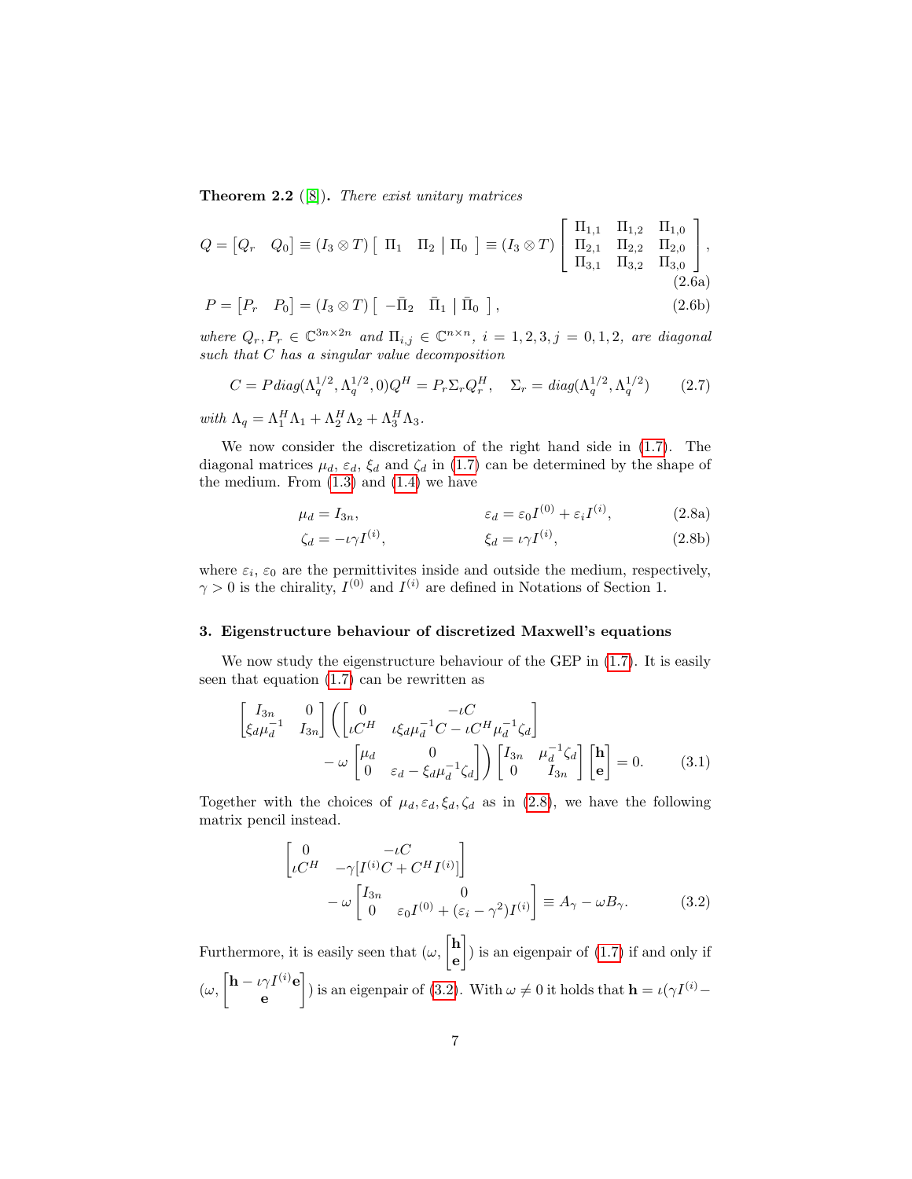**Theorem 2.2** ([8])**.** *There exist unitary matrices*

$$Q = \begin{bmatrix} Q_r & Q_0 \end{bmatrix} \equiv (I_3 \otimes T) \left[ \begin{array}{cc|c} \Pi_1 & \Pi_2 & \Pi_0 \end{array} \right] \equiv (I_3 \otimes T) \begin{bmatrix} \Pi_{1,1} & \Pi_{1,2} & \Pi_{1,0} \\ \Pi_{2,1} & \Pi_{2,2} & \Pi_{2,0} \\ \Pi_{3,1} & \Pi_{3,2} & \Pi_{3,0} \end{bmatrix}, \tag{2.6a}$$

$$P = \begin{bmatrix} P_r & P_0 \end{bmatrix} = (I_3 \otimes T) \left[ \begin{array}{cc|c} -\bar{\Pi}_2 & \bar{\Pi}_1 & \bar{\Pi}_0 \end{array} \right], \tag{2.6b}$$

*where $Q_r, P_r \in \mathbb{C}^{3n \times 2n}$ and $\Pi_{i,j} \in \mathbb{C}^{n \times n}$, $i = 1, 2, 3, j = 0, 1, 2,$ are diagonal such that $C$ has a singular value decomposition*

$$C = P diag(\Lambda_q^{1/2}, \Lambda_q^{1/2}, 0) Q^H = P_r \Sigma_r Q_r^H, \quad \Sigma_r = diag(\Lambda_q^{1/2}, \Lambda_q^{1/2}) \tag{2.7}$$

*with $\Lambda_q = \Lambda_1^H \Lambda_1 + \Lambda_2^H \Lambda_2 + \Lambda_3^H \Lambda_3$.*

We now consider the discretization of the right hand side in (1.7). The diagonal matrices $\mu_d$, $\varepsilon_d$, $\xi_d$ and $\zeta_d$ in (1.7) can be determined by the shape of the medium. From (1.3) and (1.4) we have

$$\mu_d = I_{3n}, \qquad \varepsilon_d = \varepsilon_0 I^{(0)} + \varepsilon_i I^{(i)}, \tag{2.8a}$$

$$\zeta_d = -\iota \gamma I^{(i)}, \qquad \xi_d = \iota \gamma I^{(i)}, \tag{2.8b}$$

where $\varepsilon_i$, $\varepsilon_0$ are the permittivites inside and outside the medium, respectively, $\gamma > 0$ is the chirality, $I^{(0)}$ and $I^{(i)}$ are defined in Notations of Section 1.

## 3. Eigenstructure behaviour of discretized Maxwell's equations

We now study the eigenstructure behaviour of the GEP in (1.7). It is easily seen that equation (1.7) can be rewritten as

$$\begin{bmatrix} I_{3n} & 0 \\ \xi_d \mu_d^{-1} & I_{3n} \end{bmatrix} \left( \begin{bmatrix} 0 & -\iota C \\ \iota C^H & \iota \xi_d \mu_d^{-1} C - \iota C^H \mu_d^{-1} \zeta_d \end{bmatrix} - \omega \begin{bmatrix} \mu_d & 0 \\ 0 & \varepsilon_d - \xi_d \mu_d^{-1} \zeta_d \end{bmatrix} \right) \begin{bmatrix} I_{3n} & \mu_d^{-1} \zeta_d \\ 0 & I_{3n} \end{bmatrix} \begin{bmatrix} \mathbf{h} \\ \mathbf{e} \end{bmatrix} = 0. \tag{3.1}$$

Together with the choices of $\mu_d, \varepsilon_d, \xi_d, \zeta_d$ as in (2.8), we have the following matrix pencil instead.

$$\begin{bmatrix} 0 & -\iota C \\ \iota C^H & -\gamma [I^{(i)} C + C^H I^{(i)}] \end{bmatrix} - \omega \begin{bmatrix} I_{3n} & 0 \\ 0 & \varepsilon_0 I^{(0)} + (\varepsilon_i - \gamma^2) I^{(i)} \end{bmatrix} \equiv A_\gamma - \omega B_\gamma. \tag{3.2}$$

Furthermore, it is easily seen that $(\omega, \begin{bmatrix} \mathbf{h} \\ \mathbf{e} \end{bmatrix})$ is an eigenpair of (1.7) if and only if $(\omega, \begin{bmatrix} \mathbf{h} - \iota \gamma I^{(i)} \mathbf{e} \\ \mathbf{e} \end{bmatrix})$ is an eigenpair of (3.2). With $\omega \neq 0$ it holds that $\mathbf{h} = \iota(\gamma I^{(i)} -$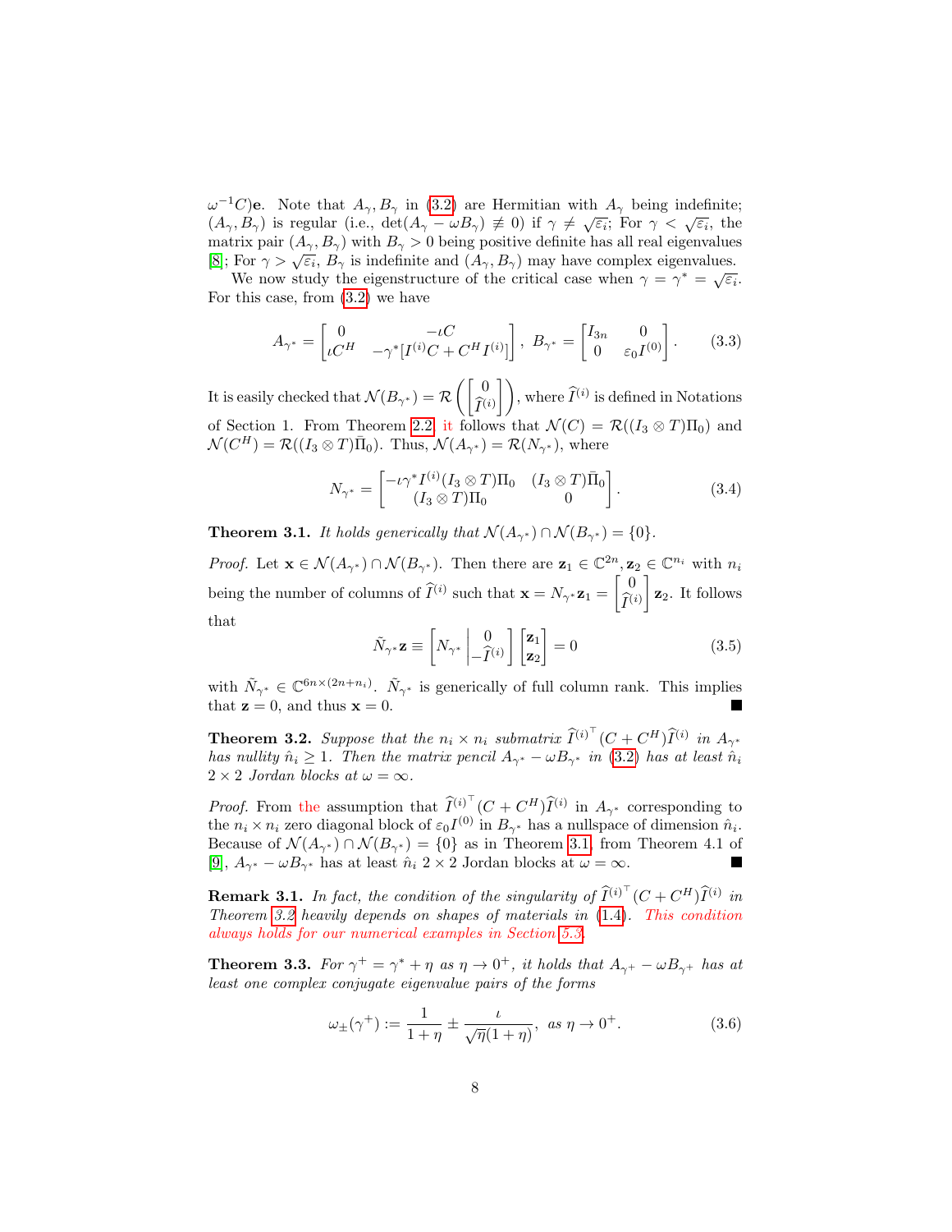$\omega^{-1}C)\mathbf{e}$. Note that $A_\gamma, B_\gamma$ in (3.2) are Hermitian with $A_\gamma$ being indefinite; $(A_\gamma, B_\gamma)$ is regular (i.e., $\det(A_\gamma - \omega B_\gamma) \not\equiv 0$) if $\gamma \neq \sqrt{\varepsilon_i}$; For $\gamma < \sqrt{\varepsilon_i}$, the matrix pair $(A_\gamma, B_\gamma)$ with $B_\gamma > 0$ being positive definite has all real eigenvalues [8]; For $\gamma > \sqrt{\varepsilon_i}$, $B_\gamma$ is indefinite and $(A_\gamma, B_\gamma)$ may have complex eigenvalues.

We now study the eigenstructure of the critical case when $\gamma = \gamma^* = \sqrt{\varepsilon_i}$. For this case, from (3.2) we have

$$A_{\gamma^*} = \begin{bmatrix} 0 & -\iota C \\ \iota C^H & -\gamma^*[I^{(i)}C + C^H I^{(i)}] \end{bmatrix}, \; B_{\gamma^*} = \begin{bmatrix} I_{3n} & 0 \\ 0 & \varepsilon_0 I^{(0)} \end{bmatrix}. \tag{3.3}$$

It is easily checked that $\mathcal{N}(B_{\gamma^*}) = \mathcal{R}\left(\begin{bmatrix} 0 \\ \widehat{I}^{(i)} \end{bmatrix}\right)$, where $\widehat{I}^{(i)}$ is defined in Notations of Section 1. From Theorem 2.2, it follows that $\mathcal{N}(C) = \mathcal{R}((I_3 \otimes T)\Pi_0)$ and $\mathcal{N}(C^H) = \mathcal{R}((I_3 \otimes T)\bar{\Pi}_0)$. Thus, $\mathcal{N}(A_{\gamma^*}) = \mathcal{R}(N_{\gamma^*})$, where

$$N_{\gamma^*} = \begin{bmatrix} -\iota\gamma^* I^{(i)}(I_3 \otimes T)\Pi_0 & (I_3 \otimes T)\bar{\Pi}_0 \\ (I_3 \otimes T)\Pi_0 & 0 \end{bmatrix}. \tag{3.4}$$

**Theorem 3.1.** *It holds generically that $\mathcal{N}(A_{\gamma^*}) \cap \mathcal{N}(B_{\gamma^*}) = \{0\}$.*

*Proof.* Let $\mathbf{x} \in \mathcal{N}(A_{\gamma^*}) \cap \mathcal{N}(B_{\gamma^*})$. Then there are $\mathbf{z}_1 \in \mathbb{C}^{2n}, \mathbf{z}_2 \in \mathbb{C}^{n_i}$ with $n_i$ being the number of columns of $\widehat{I}^{(i)}$ such that $\mathbf{x} = N_{\gamma^*}\mathbf{z}_1 = \begin{bmatrix} 0 \\ \widehat{I}^{(i)} \end{bmatrix}\mathbf{z}_2$. It follows that

$$\tilde{N}_{\gamma^*}\mathbf{z} \equiv \left[ N_{\gamma^*} \left| \begin{matrix} 0 \\ -\widehat{I}^{(i)} \end{matrix} \right. \right] \begin{bmatrix} \mathbf{z}_1 \\ \mathbf{z}_2 \end{bmatrix} = 0 \tag{3.5}$$

with $\tilde{N}_{\gamma^*} \in \mathbb{C}^{6n \times (2n+n_i)}$. $\tilde{N}_{\gamma^*}$ is generically of full column rank. This implies that $\mathbf{z} = 0$, and thus $\mathbf{x} = 0$. ∎

**Theorem 3.2.** *Suppose that the $n_i \times n_i$ submatrix $\widehat{I}^{(i)\top}(C + C^H)\widehat{I}^{(i)}$ in $A_{\gamma^*}$ has nullity $\hat{n}_i \geq 1$. Then the matrix pencil $A_{\gamma^*} - \omega B_{\gamma^*}$ in (3.2) has at least $\hat{n}_i$ $2 \times 2$ Jordan blocks at $\omega = \infty$.*

*Proof.* From the assumption that $\widehat{I}^{(i)\top}(C + C^H)\widehat{I}^{(i)}$ in $A_{\gamma^*}$ corresponding to the $n_i \times n_i$ zero diagonal block of $\varepsilon_0 I^{(0)}$ in $B_{\gamma^*}$ has a nullspace of dimension $\hat{n}_i$. Because of $\mathcal{N}(A_{\gamma^*}) \cap \mathcal{N}(B_{\gamma^*}) = \{0\}$ as in Theorem 3.1, from Theorem 4.1 of [9], $A_{\gamma^*} - \omega B_{\gamma^*}$ has at least $\hat{n}_i$ $2 \times 2$ Jordan blocks at $\omega = \infty$. ∎

**Remark 3.1.** *In fact, the condition of the singularity of $\widehat{I}^{(i)\top}(C + C^H)\widehat{I}^{(i)}$ in Theorem 3.2 heavily depends on shapes of materials in (1.4). This condition always holds for our numerical examples in Section 5.3.*

**Theorem 3.3.** *For $\gamma^+ = \gamma^* + \eta$ as $\eta \to 0^+$, it holds that $A_{\gamma^+} - \omega B_{\gamma^+}$ has at least one complex conjugate eigenvalue pairs of the forms*

$$\omega_\pm(\gamma^+) := \frac{1}{1+\eta} \pm \frac{\iota}{\sqrt{\eta}(1+\eta)}, \; \text{as } \eta \to 0^+. \tag{3.6}$$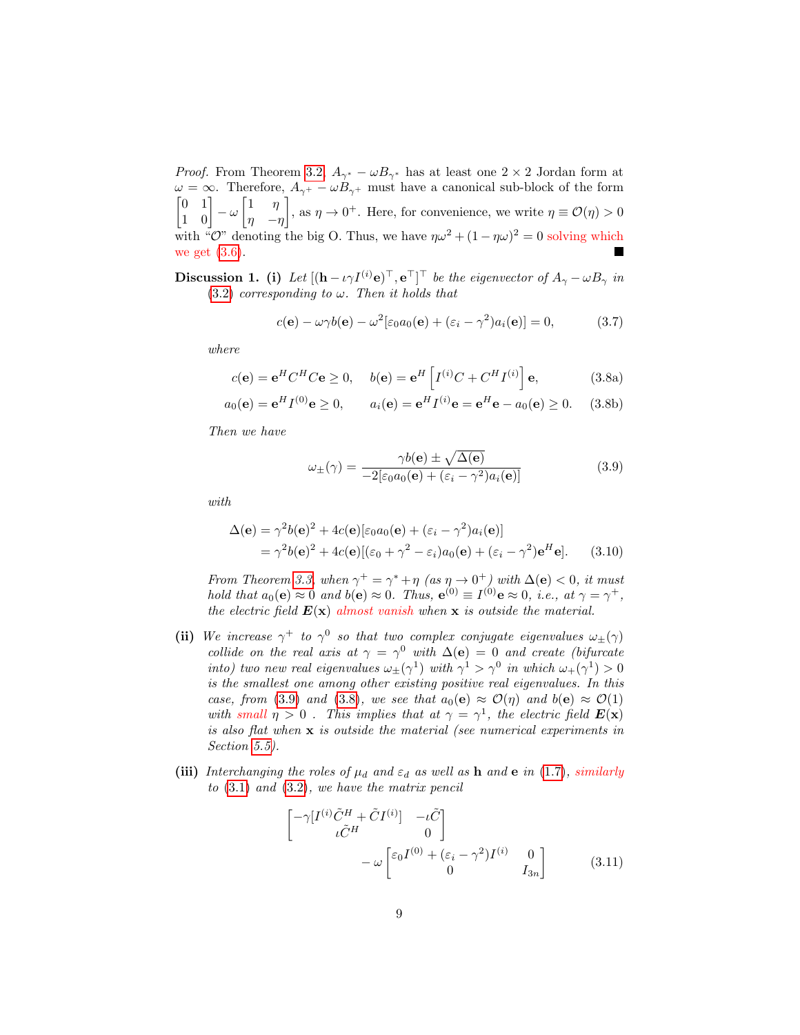*Proof.* From Theorem 3.2, $A_{\gamma^*} - \omega B_{\gamma^*}$ has at least one $2\times 2$ Jordan form at $\omega = \infty$. Therefore, $A_{\gamma^+} - \omega B_{\gamma^+}$ must have a canonical sub-block of the form $\begin{bmatrix} 0 & 1 \\ 1 & 0 \end{bmatrix} - \omega \begin{bmatrix} 1 & \eta \\ \eta & -\eta \end{bmatrix}$, as $\eta \to 0^+$. Here, for convenience, we write $\eta \equiv \mathcal{O}(\eta) > 0$ with "$\mathcal{O}$" denoting the big O. Thus, we have $\eta\omega^2 + (1-\eta\omega)^2 = 0$ solving which we get (3.6). ∎

**Discussion 1.** **(i)** *Let $[(\mathbf{h} - \iota\gamma I^{(i)}\mathbf{e})^\top, \mathbf{e}^\top]^\top$ be the eigenvector of $A_\gamma - \omega B_\gamma$ in (3.2) corresponding to $\omega$. Then it holds that*

$$c(\mathbf{e}) - \omega\gamma b(\mathbf{e}) - \omega^2[\varepsilon_0 a_0(\mathbf{e}) + (\varepsilon_i - \gamma^2)a_i(\mathbf{e})] = 0, \tag{3.7}$$

*where*

$$c(\mathbf{e}) = \mathbf{e}^H C^H C\mathbf{e} \geq 0, \quad b(\mathbf{e}) = \mathbf{e}^H \left[ I^{(i)}C + C^H I^{(i)} \right] \mathbf{e}, \tag{3.8a}$$

$$a_0(\mathbf{e}) = \mathbf{e}^H I^{(0)}\mathbf{e} \geq 0, \qquad a_i(\mathbf{e}) = \mathbf{e}^H I^{(i)}\mathbf{e} = \mathbf{e}^H\mathbf{e} - a_0(\mathbf{e}) \geq 0. \tag{3.8b}$$

*Then we have*

$$\omega_\pm(\gamma) = \frac{\gamma b(\mathbf{e}) \pm \sqrt{\Delta(\mathbf{e})}}{-2[\varepsilon_0 a_0(\mathbf{e}) + (\varepsilon_i - \gamma^2)a_i(\mathbf{e})]} \tag{3.9}$$

*with*

$$\begin{aligned}\Delta(\mathbf{e}) &= \gamma^2 b(\mathbf{e})^2 + 4c(\mathbf{e})[\varepsilon_0 a_0(\mathbf{e}) + (\varepsilon_i - \gamma^2)a_i(\mathbf{e})] \\ &= \gamma^2 b(\mathbf{e})^2 + 4c(\mathbf{e})[(\varepsilon_0 + \gamma^2 - \varepsilon_i)a_0(\mathbf{e}) + (\varepsilon_i - \gamma^2)\mathbf{e}^H\mathbf{e}].\end{aligned} \tag{3.10}$$

*From Theorem 3.3, when $\gamma^+ = \gamma^* + \eta$ (as $\eta \to 0^+$) with $\Delta(\mathbf{e}) < 0$, it must hold that $a_0(\mathbf{e}) \approx 0$ and $b(\mathbf{e}) \approx 0$. Thus, $\mathbf{e}^{(0)} \equiv I^{(0)}\mathbf{e} \approx 0$, i.e., at $\gamma = \gamma^+$, the electric field $\boldsymbol{E}(\mathbf{x})$ almost vanish when $\mathbf{x}$ is outside the material.*

**(ii)** *We increase $\gamma^+$ to $\gamma^0$ so that two complex conjugate eigenvalues $\omega_\pm(\gamma)$ collide on the real axis at $\gamma = \gamma^0$ with $\Delta(\mathbf{e}) = 0$ and create (bifurcate into) two new real eigenvalues $\omega_\pm(\gamma^1)$ with $\gamma^1 > \gamma^0$ in which $\omega_+(\gamma^1) > 0$ is the smallest one among other existing positive real eigenvalues. In this case, from (3.9) and (3.8), we see that $a_0(\mathbf{e}) \approx \mathcal{O}(\eta)$ and $b(\mathbf{e}) \approx \mathcal{O}(1)$ with small $\eta > 0$ . This implies that at $\gamma = \gamma^1$, the electric field $\boldsymbol{E}(\mathbf{x})$ is also flat when $\mathbf{x}$ is outside the material (see numerical experiments in Section 5.5).*

**(iii)** *Interchanging the roles of $\mu_d$ and $\varepsilon_d$ as well as $\mathbf{h}$ and $\mathbf{e}$ in (1.7), similarly to (3.1) and (3.2), we have the matrix pencil*

$$\begin{bmatrix} -\gamma[I^{(i)}\tilde{C}^H + \tilde{C}I^{(i)}] & -\iota\tilde{C} \\ \iota\tilde{C}^H & 0 \end{bmatrix} - \omega \begin{bmatrix} \varepsilon_0 I^{(0)} + (\varepsilon_i - \gamma^2)I^{(i)} & 0 \\ 0 & I_{3n} \end{bmatrix} \tag{3.11}$$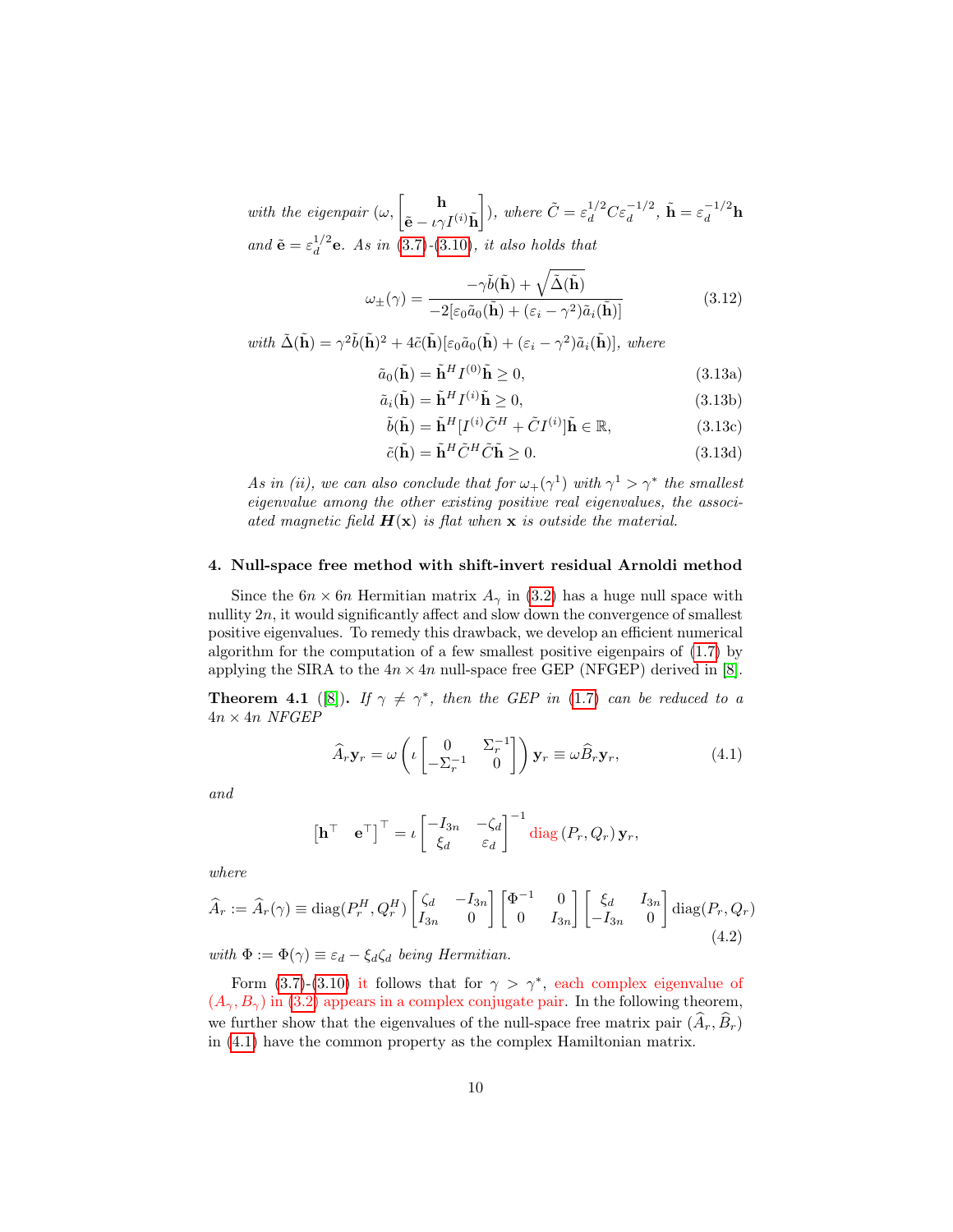*with the eigenpair* $(\omega, \begin{bmatrix} \mathbf{h} \\ \tilde{\mathbf{e}} - \iota\gamma I^{(i)}\tilde{\mathbf{h}} \end{bmatrix})$*, where* $\tilde{C} = \varepsilon_d^{1/2} C \varepsilon_d^{-1/2}$*,* $\tilde{\mathbf{h}} = \varepsilon_d^{-1/2}\mathbf{h}$ *and* $\tilde{\mathbf{e}} = \varepsilon_d^{1/2}\mathbf{e}$*. As in (3.7)-(3.10), it also holds that*

$$\omega_{\pm}(\gamma) = \frac{-\gamma\tilde{b}(\tilde{\mathbf{h}}) + \sqrt{\tilde{\Delta}(\tilde{\mathbf{h}})}}{-2[\varepsilon_0\tilde{a}_0(\tilde{\mathbf{h}}) + (\varepsilon_i - \gamma^2)\tilde{a}_i(\tilde{\mathbf{h}})]} \tag{3.12}$$

*with* $\tilde{\Delta}(\tilde{\mathbf{h}}) = \gamma^2\tilde{b}(\tilde{\mathbf{h}})^2 + 4\tilde{c}(\tilde{\mathbf{h}})[\varepsilon_0\tilde{a}_0(\tilde{\mathbf{h}}) + (\varepsilon_i - \gamma^2)\tilde{a}_i(\tilde{\mathbf{h}})]$*, where*

$$\tilde{a}_0(\tilde{\mathbf{h}}) = \tilde{\mathbf{h}}^H I^{(0)}\tilde{\mathbf{h}} \geq 0, \tag{3.13a}$$

$$\tilde{a}_i(\tilde{\mathbf{h}}) = \tilde{\mathbf{h}}^H I^{(i)}\tilde{\mathbf{h}} \geq 0, \tag{3.13b}$$

$$\tilde{b}(\tilde{\mathbf{h}}) = \tilde{\mathbf{h}}^H [I^{(i)}\tilde{C}^H + \tilde{C}I^{(i)}]\tilde{\mathbf{h}} \in \mathbb{R}, \tag{3.13c}$$

$$\tilde{c}(\tilde{\mathbf{h}}) = \tilde{\mathbf{h}}^H \tilde{C}^H \tilde{C}\tilde{\mathbf{h}} \geq 0. \tag{3.13d}$$

*As in (ii), we can also conclude that for* $\omega_+(\gamma^1)$ *with* $\gamma^1 > \gamma^*$ *the smallest eigenvalue among the other existing positive real eigenvalues, the associated magnetic field* $\boldsymbol{H}(\mathbf{x})$ *is flat when* $\mathbf{x}$ *is outside the material.*

## 4. Null-space free method with shift-invert residual Arnoldi method

Since the $6n \times 6n$ Hermitian matrix $A_\gamma$ in (3.2) has a huge null space with nullity $2n$, it would significantly affect and slow down the convergence of smallest positive eigenvalues. To remedy this drawback, we develop an efficient numerical algorithm for the computation of a few smallest positive eigenpairs of (1.7) by applying the SIRA to the $4n \times 4n$ null-space free GEP (NFGEP) derived in [8].

**Theorem 4.1** ([8]). *If* $\gamma \neq \gamma^*$*, then the GEP in (1.7) can be reduced to a* $4n \times 4n$ *NFGEP*

$$\widehat{A}_r \mathbf{y}_r = \omega \left( \iota \begin{bmatrix} 0 & \Sigma_r^{-1} \\ -\Sigma_r^{-1} & 0 \end{bmatrix} \right) \mathbf{y}_r \equiv \omega \widehat{B}_r \mathbf{y}_r, \tag{4.1}$$

*and*

$$\begin{bmatrix} \mathbf{h}^\top & \mathbf{e}^\top \end{bmatrix}^\top = \iota \begin{bmatrix} -I_{3n} & -\zeta_d \\ \xi_d & \varepsilon_d \end{bmatrix}^{-1} \operatorname{diag}(P_r, Q_r)\,\mathbf{y}_r,$$

*where*

$$\widehat{A}_r := \widehat{A}_r(\gamma) \equiv \operatorname{diag}(P_r^H, Q_r^H) \begin{bmatrix} \zeta_d & -I_{3n} \\ I_{3n} & 0 \end{bmatrix} \begin{bmatrix} \Phi^{-1} & 0 \\ 0 & I_{3n} \end{bmatrix} \begin{bmatrix} \xi_d & I_{3n} \\ -I_{3n} & 0 \end{bmatrix} \operatorname{diag}(P_r, Q_r) \tag{4.2}$$

*with* $\Phi := \Phi(\gamma) \equiv \varepsilon_d - \xi_d\zeta_d$ *being Hermitian.*

Form (3.7)-(3.10) it follows that for $\gamma > \gamma^*$, each complex eigenvalue of $(A_\gamma, B_\gamma)$ in (3.2) appears in a complex conjugate pair. In the following theorem, we further show that the eigenvalues of the null-space free matrix pair $(\widehat{A}_r, \widehat{B}_r)$ in (4.1) have the common property as the complex Hamiltonian matrix.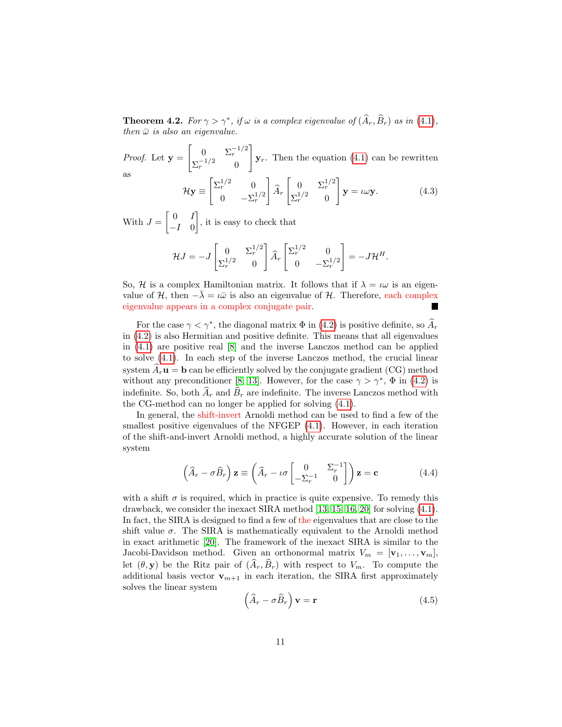**Theorem 4.2.** *For $\gamma > \gamma^*$, if $\omega$ is a complex eigenvalue of $(\widehat{A}_r, \widehat{B}_r)$ as in (4.1), then $\bar{\omega}$ is also an eigenvalue.*

*Proof.* Let $\mathbf{y} = \begin{bmatrix} 0 & \Sigma_r^{-1/2} \\ \Sigma_r^{-1/2} & 0 \end{bmatrix} \mathbf{y}_r$. Then the equation (4.1) can be rewritten as

$$\mathcal{H}\mathbf{y} \equiv \begin{bmatrix} \Sigma_r^{1/2} & 0 \\ 0 & -\Sigma_r^{1/2} \end{bmatrix} \widehat{A}_r \begin{bmatrix} 0 & \Sigma_r^{1/2} \\ \Sigma_r^{1/2} & 0 \end{bmatrix} \mathbf{y} = \imath\omega\mathbf{y}. \tag{4.3}$$

With $J = \begin{bmatrix} 0 & I \\ -I & 0 \end{bmatrix}$, it is easy to check that

$$\mathcal{H}J = -J \begin{bmatrix} 0 & \Sigma_r^{1/2} \\ \Sigma_r^{1/2} & 0 \end{bmatrix} \widehat{A}_r \begin{bmatrix} \Sigma_r^{1/2} & 0 \\ 0 & -\Sigma_r^{1/2} \end{bmatrix} = -J\mathcal{H}^H.$$

So, $\mathcal{H}$ is a complex Hamiltonian matrix. It follows that if $\lambda = \imath\omega$ is an eigenvalue of $\mathcal{H}$, then $-\bar{\lambda} = \imath\bar{\omega}$ is also an eigenvalue of $\mathcal{H}$. Therefore, each complex eigenvalue appears in a complex conjugate pair. ∎

For the case $\gamma < \gamma^*$, the diagonal matrix $\Phi$ in (4.2) is positive definite, so $\widehat{A}_r$ in (4.2) is also Hermitian and positive definite. This means that all eigenvalues in (4.1) are positive real [8] and the inverse Lanczos method can be applied to solve (4.1). In each step of the inverse Lanczos method, the crucial linear system $\widehat{A}_r\mathbf{u} = \mathbf{b}$ can be efficiently solved by the conjugate gradient (CG) method without any preconditioner [8, 13]. However, for the case $\gamma > \gamma^*$, $\Phi$ in (4.2) is indefinite. So, both $\widehat{A}_r$ and $\widehat{B}_r$ are indefinite. The inverse Lanczos method with the CG-method can no longer be applied for solving (4.1).

In general, the shift-invert Arnoldi method can be used to find a few of the smallest positive eigenvalues of the NFGEP (4.1). However, in each iteration of the shift-and-invert Arnoldi method, a highly accurate solution of the linear system

$$\left(\widehat{A}_r - \sigma\widehat{B}_r\right)\mathbf{z} \equiv \left(\widehat{A}_r - \imath\sigma\begin{bmatrix} 0 & \Sigma_r^{-1} \\ -\Sigma_r^{-1} & 0 \end{bmatrix}\right)\mathbf{z} = \mathbf{c} \tag{4.4}$$

with a shift $\sigma$ is required, which in practice is quite expensive. To remedy this drawback, we consider the inexact SIRA method [13, 15, 16, 20] for solving (4.1). In fact, the SIRA is designed to find a few of the eigenvalues that are close to the shift value $\sigma$. The SIRA is mathematically equivalent to the Arnoldi method in exact arithmetic [20]. The framework of the inexact SIRA is similar to the Jacobi-Davidson method. Given an orthonormal matrix $V_m = [\mathbf{v}_1, \ldots, \mathbf{v}_m]$, let $(\theta, \mathbf{y})$ be the Ritz pair of $(\widehat{A}_r, \widehat{B}_r)$ with respect to $V_m$. To compute the additional basis vector $\mathbf{v}_{m+1}$ in each iteration, the SIRA first approximately solves the linear system

$$\left(\widehat{A}_r - \sigma\widehat{B}_r\right)\mathbf{v} = \mathbf{r} \tag{4.5}$$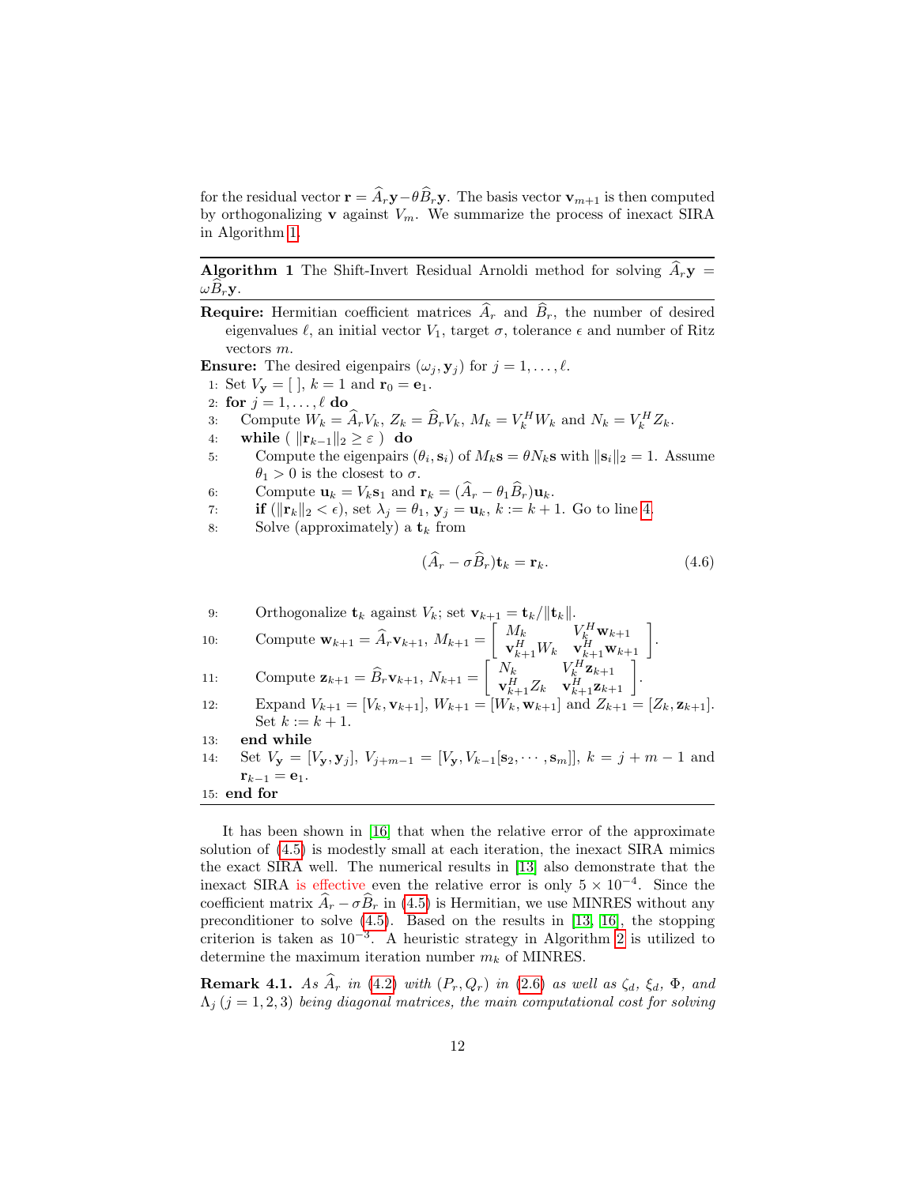for the residual vector $\mathbf{r} = \widehat{A}_r\mathbf{y} - \theta\widehat{B}_r\mathbf{y}$. The basis vector $\mathbf{v}_{m+1}$ is then computed by orthogonalizing $\mathbf{v}$ against $V_m$. We summarize the process of inexact SIRA in Algorithm 1.

**Algorithm 1** The Shift-Invert Residual Arnoldi method for solving $\widehat{A}_r\mathbf{y} = \omega\widehat{B}_r\mathbf{y}$.

**Require:** Hermitian coefficient matrices $\widehat{A}_r$ and $\widehat{B}_r$, the number of desired eigenvalues $\ell$, an initial vector $V_1$, target $\sigma$, tolerance $\epsilon$ and number of Ritz vectors $m$.

**Ensure:** The desired eigenpairs $(\omega_j, \mathbf{y}_j)$ for $j = 1, \ldots, \ell$.

1: Set $V_{\mathbf{y}} = [\ ]$, $k = 1$ and $\mathbf{r}_0 = \mathbf{e}_1$.
2: **for** $j = 1, \ldots, \ell$ **do**
3: Compute $W_k = \widehat{A}_r V_k$, $Z_k = \widehat{B}_r V_k$, $M_k = V_k^H W_k$ and $N_k = V_k^H Z_k$.
4: **while** ( $\|\mathbf{r}_{k-1}\|_2 \geq \varepsilon$ ) **do**
5: Compute the eigenpairs $(\theta_i, \mathbf{s}_i)$ of $M_k\mathbf{s} = \theta N_k\mathbf{s}$ with $\|\mathbf{s}_i\|_2 = 1$. Assume $\theta_1 > 0$ is the closest to $\sigma$.
6: Compute $\mathbf{u}_k = V_k\mathbf{s}_1$ and $\mathbf{r}_k = (\widehat{A}_r - \theta_1\widehat{B}_r)\mathbf{u}_k$.
7: **if** ($\|\mathbf{r}_k\|_2 < \epsilon$), set $\lambda_j = \theta_1$, $\mathbf{y}_j = \mathbf{u}_k$, $k := k + 1$. Go to line 4.
8: Solve (approximately) a $\mathbf{t}_k$ from

$$(\widehat{A}_r - \sigma\widehat{B}_r)\mathbf{t}_k = \mathbf{r}_k. \tag{4.6}$$

9: Orthogonalize $\mathbf{t}_k$ against $V_k$; set $\mathbf{v}_{k+1} = \mathbf{t}_k/\|\mathbf{t}_k\|$.
10: Compute $\mathbf{w}_{k+1} = \widehat{A}_r\mathbf{v}_{k+1}$, $M_{k+1} = \begin{bmatrix} M_k & V_k^H\mathbf{w}_{k+1} \\ \mathbf{v}_{k+1}^H W_k & \mathbf{v}_{k+1}^H\mathbf{w}_{k+1} \end{bmatrix}$.
11: Compute $\mathbf{z}_{k+1} = \widehat{B}_r\mathbf{v}_{k+1}$, $N_{k+1} = \begin{bmatrix} N_k & V_k^H\mathbf{z}_{k+1} \\ \mathbf{v}_{k+1}^H Z_k & \mathbf{v}_{k+1}^H\mathbf{z}_{k+1} \end{bmatrix}$.
12: Expand $V_{k+1} = [V_k, \mathbf{v}_{k+1}]$, $W_{k+1} = [W_k, \mathbf{w}_{k+1}]$ and $Z_{k+1} = [Z_k, \mathbf{z}_{k+1}]$. Set $k := k + 1$.
13: **end while**
14: Set $V_{\mathbf{y}} = [V_{\mathbf{y}}, \mathbf{y}_j]$, $V_{j+m-1} = [V_{\mathbf{y}}, V_{k-1}[\mathbf{s}_2, \cdots, \mathbf{s}_m]]$, $k = j + m - 1$ and $\mathbf{r}_{k-1} = \mathbf{e}_1$.
15: **end for**

It has been shown in [16] that when the relative error of the approximate solution of (4.5) is modestly small at each iteration, the inexact SIRA mimics the exact SIRA well. The numerical results in [13] also demonstrate that the inexact SIRA is effective even the relative error is only $5 \times 10^{-4}$. Since the coefficient matrix $\widehat{A}_r - \sigma\widehat{B}_r$ in (4.5) is Hermitian, we use MINRES without any preconditioner to solve (4.5). Based on the results in [13, 16], the stopping criterion is taken as $10^{-3}$. A heuristic strategy in Algorithm 2 is utilized to determine the maximum iteration number $m_k$ of MINRES.

**Remark 4.1.** *As $\widehat{A}_r$ in (4.2) with $(P_r, Q_r)$ in (2.6) as well as $\zeta_d$, $\xi_d$, $\Phi$, and $\Lambda_j$ $(j = 1, 2, 3)$ being diagonal matrices, the main computational cost for solving*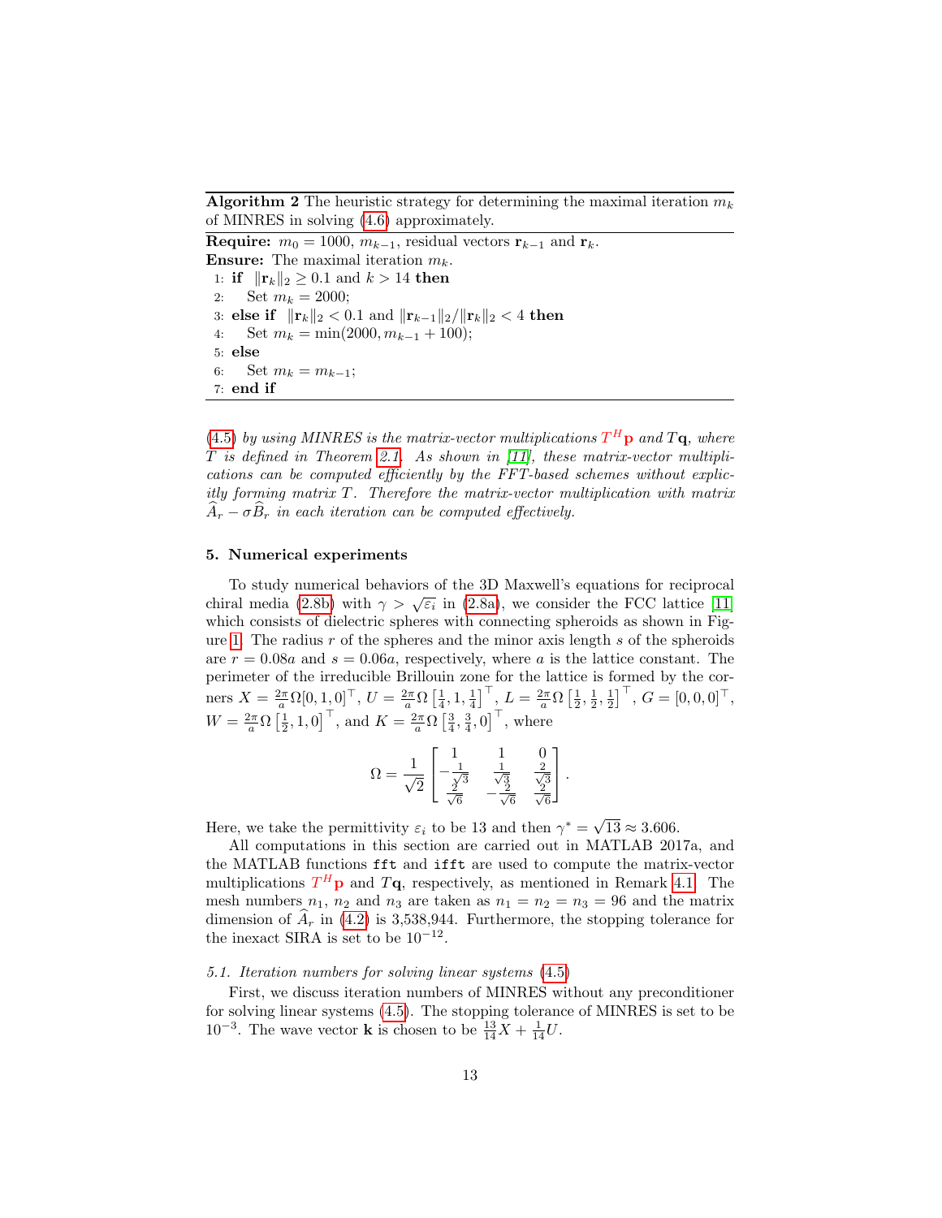**Algorithm 2** The heuristic strategy for determining the maximal iteration $m_k$ of MINRES in solving (4.6) approximately.

**Require:** $m_0 = 1000$, $m_{k-1}$, residual vectors $\mathbf{r}_{k-1}$ and $\mathbf{r}_k$.

**Ensure:** The maximal iteration $m_k$.

1: **if** $\|\mathbf{r}_k\|_2 \geq 0.1$ and $k > 14$ **then**
2: Set $m_k = 2000$;
3: **else if** $\|\mathbf{r}_k\|_2 < 0.1$ and $\|\mathbf{r}_{k-1}\|_2 / \|\mathbf{r}_k\|_2 < 4$ **then**
4: Set $m_k = \min(2000, m_{k-1} + 100)$;
5: **else**
6: Set $m_k = m_{k-1}$;
7: **end if**

*(4.5) by using MINRES is the matrix-vector multiplications $T^H\mathbf{p}$ and $T\mathbf{q}$, where $T$ is defined in Theorem 2.1. As shown in [11], these matrix-vector multiplications can be computed efficiently by the FFT-based schemes without explicitly forming matrix $T$. Therefore the matrix-vector multiplication with matrix $\widehat{A}_r - \sigma\widehat{B}_r$ in each iteration can be computed effectively.*

## 5. Numerical experiments

To study numerical behaviors of the 3D Maxwell's equations for reciprocal chiral media (2.8b) with $\gamma > \sqrt{\varepsilon_i}$ in (2.8a), we consider the FCC lattice [11] which consists of dielectric spheres with connecting spheroids as shown in Figure 1. The radius $r$ of the spheres and the minor axis length $s$ of the spheroids are $r = 0.08a$ and $s = 0.06a$, respectively, where $a$ is the lattice constant. The perimeter of the irreducible Brillouin zone for the lattice is formed by the corners $X = \frac{2\pi}{a}\Omega[0,1,0]^\top$, $U = \frac{2\pi}{a}\Omega\left[\frac{1}{4},1,\frac{1}{4}\right]^\top$, $L = \frac{2\pi}{a}\Omega\left[\frac{1}{2},\frac{1}{2},\frac{1}{2}\right]^\top$, $G = [0,0,0]^\top$, $W = \frac{2\pi}{a}\Omega\left[\frac{1}{2},1,0\right]^\top$, and $K = \frac{2\pi}{a}\Omega\left[\frac{3}{4},\frac{3}{4},0\right]^\top$, where

$$\Omega = \frac{1}{\sqrt{2}}\begin{bmatrix} 1 & 1 & 0 \\ -\frac{1}{\sqrt{3}} & \frac{1}{\sqrt{3}} & \frac{2}{\sqrt{3}} \\ \frac{2}{\sqrt{6}} & -\frac{2}{\sqrt{6}} & \frac{2}{\sqrt{6}} \end{bmatrix}.$$

Here, we take the permittivity $\varepsilon_i$ to be 13 and then $\gamma^* = \sqrt{13} \approx 3.606$.

All computations in this section are carried out in MATLAB 2017a, and the MATLAB functions `fft` and `ifft` are used to compute the matrix-vector multiplications $T^H\mathbf{p}$ and $T\mathbf{q}$, respectively, as mentioned in Remark 4.1. The mesh numbers $n_1$, $n_2$ and $n_3$ are taken as $n_1 = n_2 = n_3 = 96$ and the matrix dimension of $\widehat{A}_r$ in (4.2) is 3,538,944. Furthermore, the stopping tolerance for the inexact SIRA is set to be $10^{-12}$.

### *5.1. Iteration numbers for solving linear systems (4.5)*

First, we discuss iteration numbers of MINRES without any preconditioner for solving linear systems (4.5). The stopping tolerance of MINRES is set to be $10^{-3}$. The wave vector $\mathbf{k}$ is chosen to be $\frac{13}{14}X + \frac{1}{14}U$.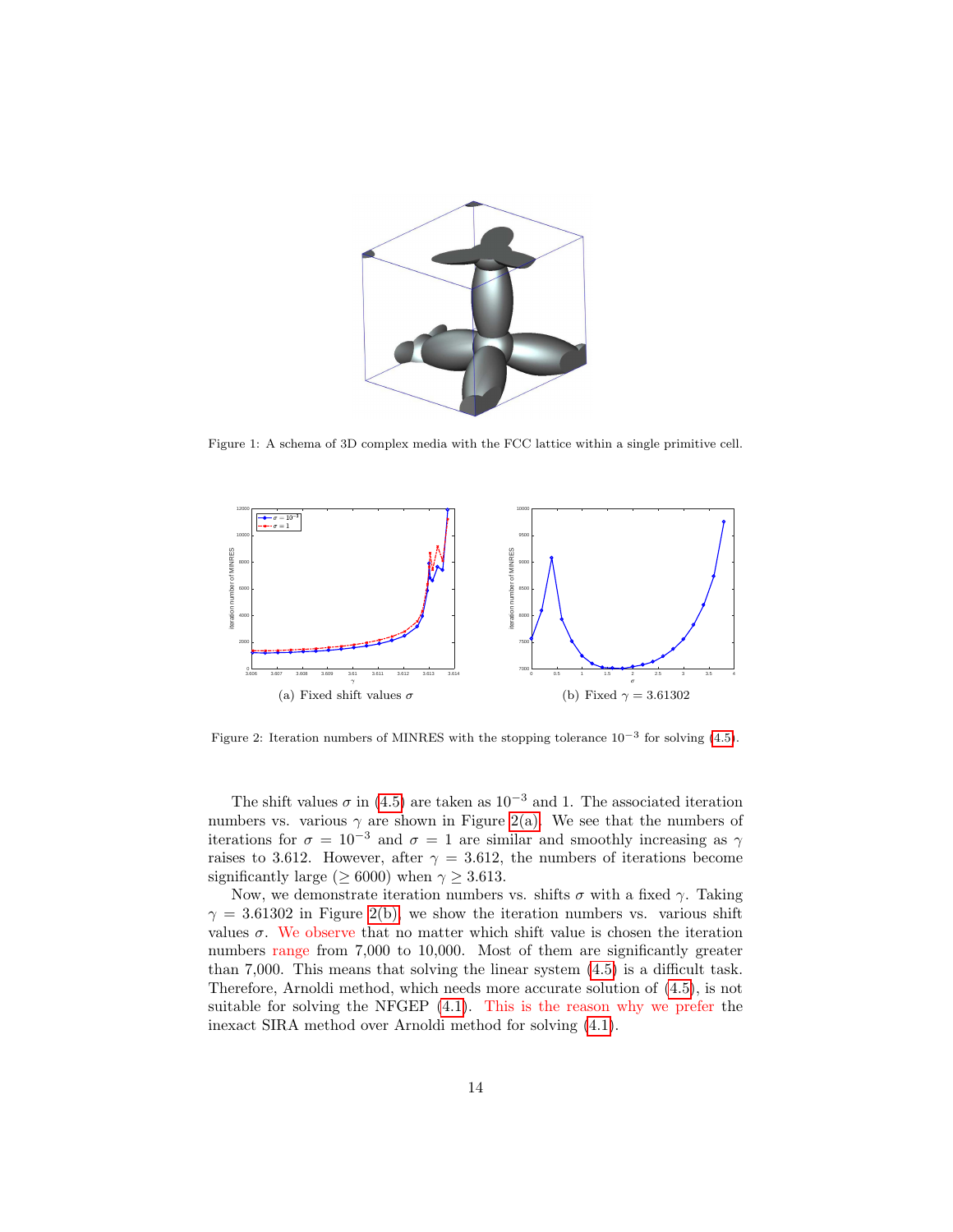Figure 1: A schema of 3D complex media with the FCC lattice within a single primitive cell.

(a) Fixed shift values $\sigma$

(b) Fixed $\gamma = 3.61302$

Figure 2: Iteration numbers of MINRES with the stopping tolerance $10^{-3}$ for solving (4.5).

The shift values $\sigma$ in (4.5) are taken as $10^{-3}$ and 1. The associated iteration numbers vs. various $\gamma$ are shown in Figure 2(a). We see that the numbers of iterations for $\sigma = 10^{-3}$ and $\sigma = 1$ are similar and smoothly increasing as $\gamma$ raises to 3.612. However, after $\gamma = 3.612$, the numbers of iterations become significantly large ($\geq 6000$) when $\gamma \geq 3.613$.

Now, we demonstrate iteration numbers vs. shifts $\sigma$ with a fixed $\gamma$. Taking $\gamma = 3.61302$ in Figure 2(b), we show the iteration numbers vs. various shift values $\sigma$. We observe that no matter which shift value is chosen the iteration numbers range from 7,000 to 10,000. Most of them are significantly greater than 7,000. This means that solving the linear system (4.5) is a difficult task. Therefore, Arnoldi method, which needs more accurate solution of (4.5), is not suitable for solving the NFGEP (4.1). This is the reason why we prefer the inexact SIRA method over Arnoldi method for solving (4.1).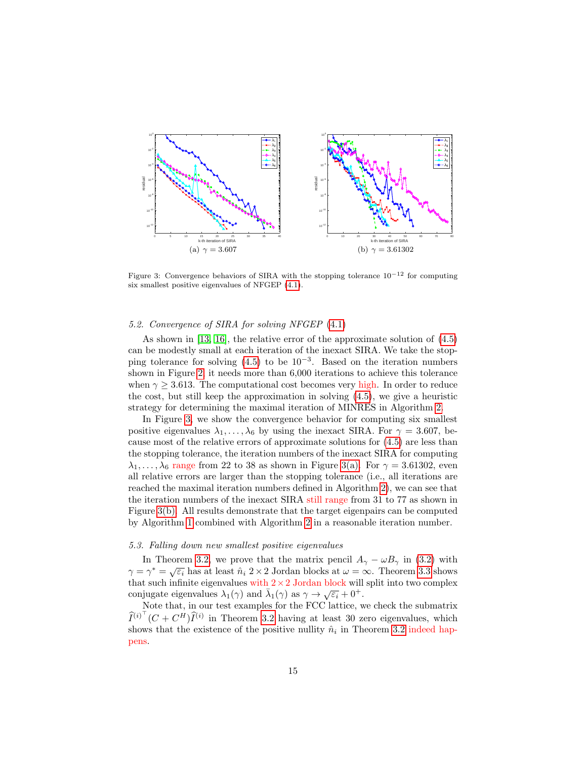(a) $\gamma = 3.607$

(b) $\gamma = 3.61302$

Figure 3: Convergence behaviors of SIRA with the stopping tolerance $10^{-12}$ for computing six smallest positive eigenvalues of NFGEP (4.1).

### 5.2. Convergence of SIRA for solving NFGEP (4.1)

As shown in [13, 16], the relative error of the approximate solution of (4.5) can be modestly small at each iteration of the inexact SIRA. We take the stopping tolerance for solving (4.5) to be $10^{-3}$. Based on the iteration numbers shown in Figure 2, it needs more than 6,000 iterations to achieve this tolerance when $\gamma \geq 3.613$. The computational cost becomes very high. In order to reduce the cost, but still keep the approximation in solving (4.5), we give a heuristic strategy for determining the maximal iteration of MINRES in Algorithm 2.

In Figure 3, we show the convergence behavior for computing six smallest positive eigenvalues $\lambda_1, \ldots, \lambda_6$ by using the inexact SIRA. For $\gamma = 3.607$, because most of the relative errors of approximate solutions for (4.5) are less than the stopping tolerance, the iteration numbers of the inexact SIRA for computing $\lambda_1, \ldots, \lambda_6$ range from 22 to 38 as shown in Figure 3(a). For $\gamma = 3.61302$, even all relative errors are larger than the stopping tolerance (i.e., all iterations are reached the maximal iteration numbers defined in Algorithm 2), we can see that the iteration numbers of the inexact SIRA still range from 31 to 77 as shown in Figure 3(b). All results demonstrate that the target eigenpairs can be computed by Algorithm 1 combined with Algorithm 2 in a reasonable iteration number.

### 5.3. Falling down new smallest positive eigenvalues

In Theorem 3.2, we prove that the matrix pencil $A_\gamma - \omega B_\gamma$ in (3.2) with $\gamma = \gamma^* = \sqrt{\varepsilon_i}$ has at least $\hat{n}_i$ $2 \times 2$ Jordan blocks at $\omega = \infty$. Theorem 3.3 shows that such infinite eigenvalues with $2 \times 2$ Jordan block will split into two complex conjugate eigenvalues $\lambda_1(\gamma)$ and $\bar{\lambda}_1(\gamma)$ as $\gamma \to \sqrt{\varepsilon_i} + 0^+$.

Note that, in our test examples for the FCC lattice, we check the submatrix $\widehat{I}^{(i)^\top}(C + C^H)\widehat{I}^{(i)}$ in Theorem 3.2 having at least 30 zero eigenvalues, which shows that the existence of the positive nullity $\hat{n}_i$ in Theorem 3.2 indeed happens.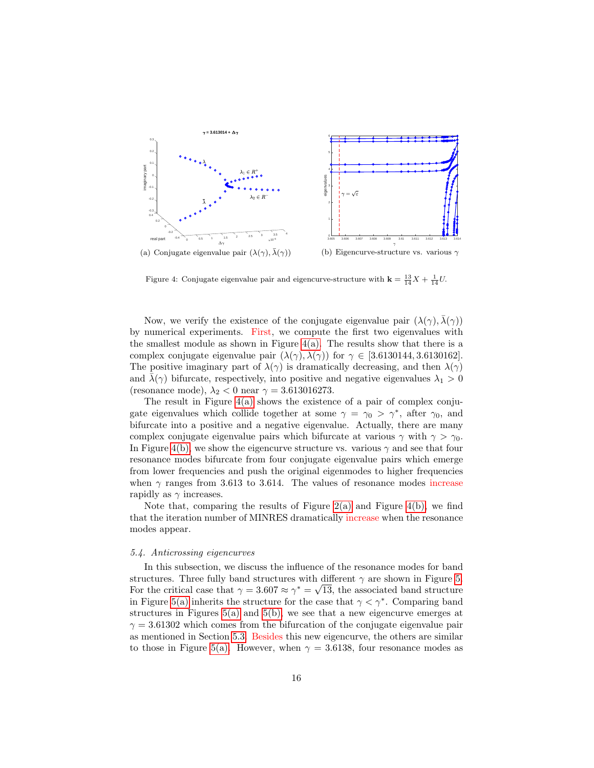(a) Conjugate eigenvalue pair $(\lambda(\gamma), \bar{\lambda}(\gamma))$

(b) Eigencurve-structure vs. various $\gamma$

Figure 4: Conjugate eigenvalue pair and eigencurve-structure with $\mathbf{k} = \frac{13}{14}X + \frac{1}{14}U$.

Now, we verify the existence of the conjugate eigenvalue pair $(\lambda(\gamma), \bar{\lambda}(\gamma))$ by numerical experiments. First, we compute the first two eigenvalues with the smallest module as shown in Figure 4(a). The results show that there is a complex conjugate eigenvalue pair $(\lambda(\gamma), \overline{\lambda(\gamma)})$ for $\gamma \in [3.6130144, 3.6130162]$. The positive imaginary part of $\lambda(\gamma)$ is dramatically decreasing, and then $\lambda(\gamma)$ and $\bar{\lambda}(\gamma)$ bifurcate, respectively, into positive and negative eigenvalues $\lambda_1 > 0$ (resonance mode), $\lambda_2 < 0$ near $\gamma = 3.613016273$.

The result in Figure 4(a) shows the existence of a pair of complex conjugate eigenvalues which collide together at some $\gamma = \gamma_0 > \gamma^*$, after $\gamma_0$, and bifurcate into a positive and a negative eigenvalue. Actually, there are many complex conjugate eigenvalue pairs which bifurcate at various $\gamma$ with $\gamma > \gamma_0$. In Figure 4(b), we show the eigencurve structure vs. various $\gamma$ and see that four resonance modes bifurcate from four conjugate eigenvalue pairs which emerge from lower frequencies and push the original eigenmodes to higher frequencies when $\gamma$ ranges from 3.613 to 3.614. The values of resonance modes increase rapidly as $\gamma$ increases.

Note that, comparing the results of Figure 2(a) and Figure 4(b), we find that the iteration number of MINRES dramatically increase when the resonance modes appear.

### 5.4. Anticrossing eigencurves

In this subsection, we discuss the influence of the resonance modes for band structures. Three fully band structures with different $\gamma$ are shown in Figure 5. For the critical case that $\gamma = 3.607 \approx \gamma^* = \sqrt{13}$, the associated band structure in Figure 5(a) inherits the structure for the case that $\gamma < \gamma^*$. Comparing band structures in Figures 5(a) and 5(b), we see that a new eigencurve emerges at $\gamma = 3.61302$ which comes from the bifurcation of the conjugate eigenvalue pair as mentioned in Section 5.3. Besides this new eigencurve, the others are similar to those in Figure 5(a). However, when $\gamma = 3.6138$, four resonance modes as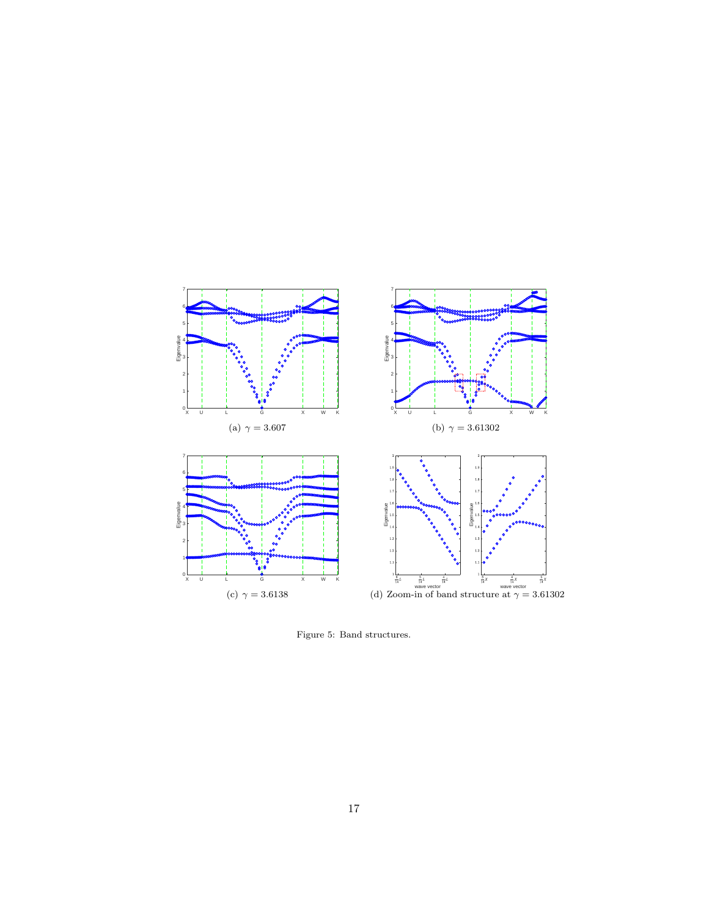(a) $\gamma = 3.607$

(b) $\gamma = 3.61302$

(c) $\gamma = 3.6138$

(d) Zoom-in of band structure at $\gamma = 3.61302$

Figure 5: Band structures.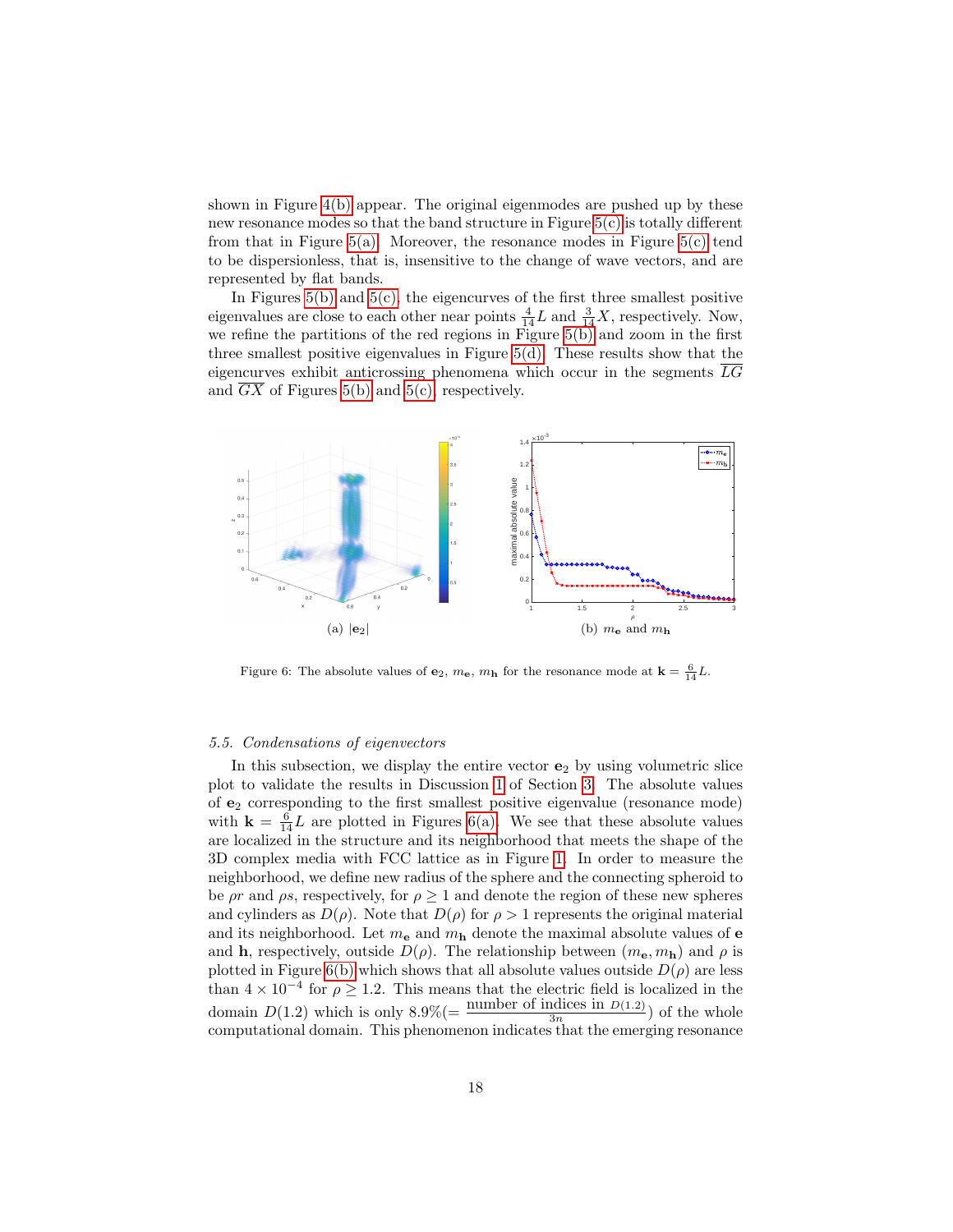shown in Figure 4(b) appear. The original eigenmodes are pushed up by these new resonance modes so that the band structure in Figure 5(c) is totally different from that in Figure 5(a). Moreover, the resonance modes in Figure 5(c) tend to be dispersionless, that is, insensitive to the change of wave vectors, and are represented by flat bands.

In Figures 5(b) and 5(c), the eigencurves of the first three smallest positive eigenvalues are close to each other near points $\frac{4}{14}L$ and $\frac{3}{14}X$, respectively. Now, we refine the partitions of the red regions in Figure 5(b) and zoom in the first three smallest positive eigenvalues in Figure 5(d). These results show that the eigencurves exhibit anticrossing phenomena which occur in the segments $\overline{LG}$ and $\overline{GX}$ of Figures 5(b) and 5(c), respectively.

(a) $|\mathbf{e}_2|$

(b) $m_{\mathbf{e}}$ and $m_{\mathbf{h}}$

Figure 6: The absolute values of $\mathbf{e}_2$, $m_{\mathbf{e}}$, $m_{\mathbf{h}}$ for the resonance mode at $\mathbf{k} = \frac{6}{14}L$.

### 5.5. Condensations of eigenvectors

In this subsection, we display the entire vector $\mathbf{e}_2$ by using volumetric slice plot to validate the results in Discussion 1 of Section 3. The absolute values of $\mathbf{e}_2$ corresponding to the first smallest positive eigenvalue (resonance mode) with $\mathbf{k} = \frac{6}{14}L$ are plotted in Figures 6(a). We see that these absolute values are localized in the structure and its neighborhood that meets the shape of the 3D complex media with FCC lattice as in Figure 1. In order to measure the neighborhood, we define new radius of the sphere and the connecting spheroid to be $\rho r$ and $\rho s$, respectively, for $\rho \geq 1$ and denote the region of these new spheres and cylinders as $D(\rho)$. Note that $D(\rho)$ for $\rho > 1$ represents the original material and its neighborhood. Let $m_{\mathbf{e}}$ and $m_{\mathbf{h}}$ denote the maximal absolute values of $\mathbf{e}$ and $\mathbf{h}$, respectively, outside $D(\rho)$. The relationship between $(m_{\mathbf{e}}, m_{\mathbf{h}})$ and $\rho$ is plotted in Figure 6(b) which shows that all absolute values outside $D(\rho)$ are less than $4 \times 10^{-4}$ for $\rho \geq 1.2$. This means that the electric field is localized in the domain $D(1.2)$ which is only 8.9%($= \frac{\text{number of indices in } D(1.2)}{3n}$) of the whole computational domain. This phenomenon indicates that the emerging resonance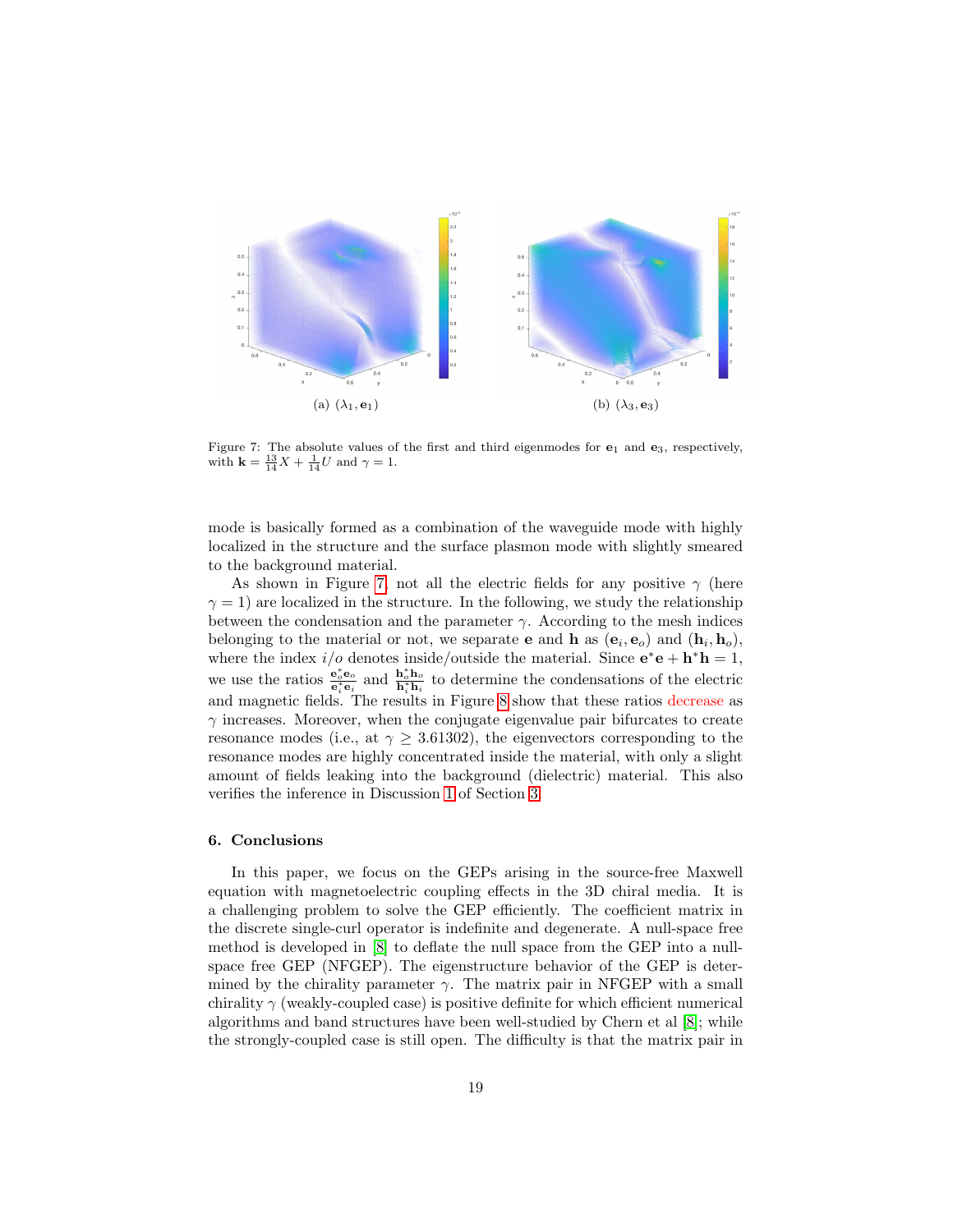(a) $(\lambda_1, \mathbf{e}_1)$

(b) $(\lambda_3, \mathbf{e}_3)$

Figure 7: The absolute values of the first and third eigenmodes for $\mathbf{e}_1$ and $\mathbf{e}_3$, respectively, with $\mathbf{k} = \frac{13}{14}X + \frac{1}{14}U$ and $\gamma = 1$.

mode is basically formed as a combination of the waveguide mode with highly localized in the structure and the surface plasmon mode with slightly smeared to the background material.

As shown in Figure 7, not all the electric fields for any positive $\gamma$ (here $\gamma = 1$) are localized in the structure. In the following, we study the relationship between the condensation and the parameter $\gamma$. According to the mesh indices belonging to the material or not, we separate $\mathbf{e}$ and $\mathbf{h}$ as $(\mathbf{e}_i, \mathbf{e}_o)$ and $(\mathbf{h}_i, \mathbf{h}_o)$, where the index $i/o$ denotes inside/outside the material. Since $\mathbf{e}^*\mathbf{e} + \mathbf{h}^*\mathbf{h} = 1$, we use the ratios $\frac{\mathbf{e}_o^*\mathbf{e}_o}{\mathbf{e}_i^*\mathbf{e}_i}$ and $\frac{\mathbf{h}_o^*\mathbf{h}_o}{\mathbf{h}_i^*\mathbf{h}_i}$ to determine the condensations of the electric and magnetic fields. The results in Figure 8 show that these ratios decrease as $\gamma$ increases. Moreover, when the conjugate eigenvalue pair bifurcates to create resonance modes (i.e., at $\gamma \geq 3.61302$), the eigenvectors corresponding to the resonance modes are highly concentrated inside the material, with only a slight amount of fields leaking into the background (dielectric) material. This also verifies the inference in Discussion 1 of Section 3.

## 6. Conclusions

In this paper, we focus on the GEPs arising in the source-free Maxwell equation with magnetoelectric coupling effects in the 3D chiral media. It is a challenging problem to solve the GEP efficiently. The coefficient matrix in the discrete single-curl operator is indefinite and degenerate. A null-space free method is developed in [8] to deflate the null space from the GEP into a null-space free GEP (NFGEP). The eigenstructure behavior of the GEP is determined by the chirality parameter $\gamma$. The matrix pair in NFGEP with a small chirality $\gamma$ (weakly-coupled case) is positive definite for which efficient numerical algorithms and band structures have been well-studied by Chern et al [8]; while the strongly-coupled case is still open. The difficulty is that the matrix pair in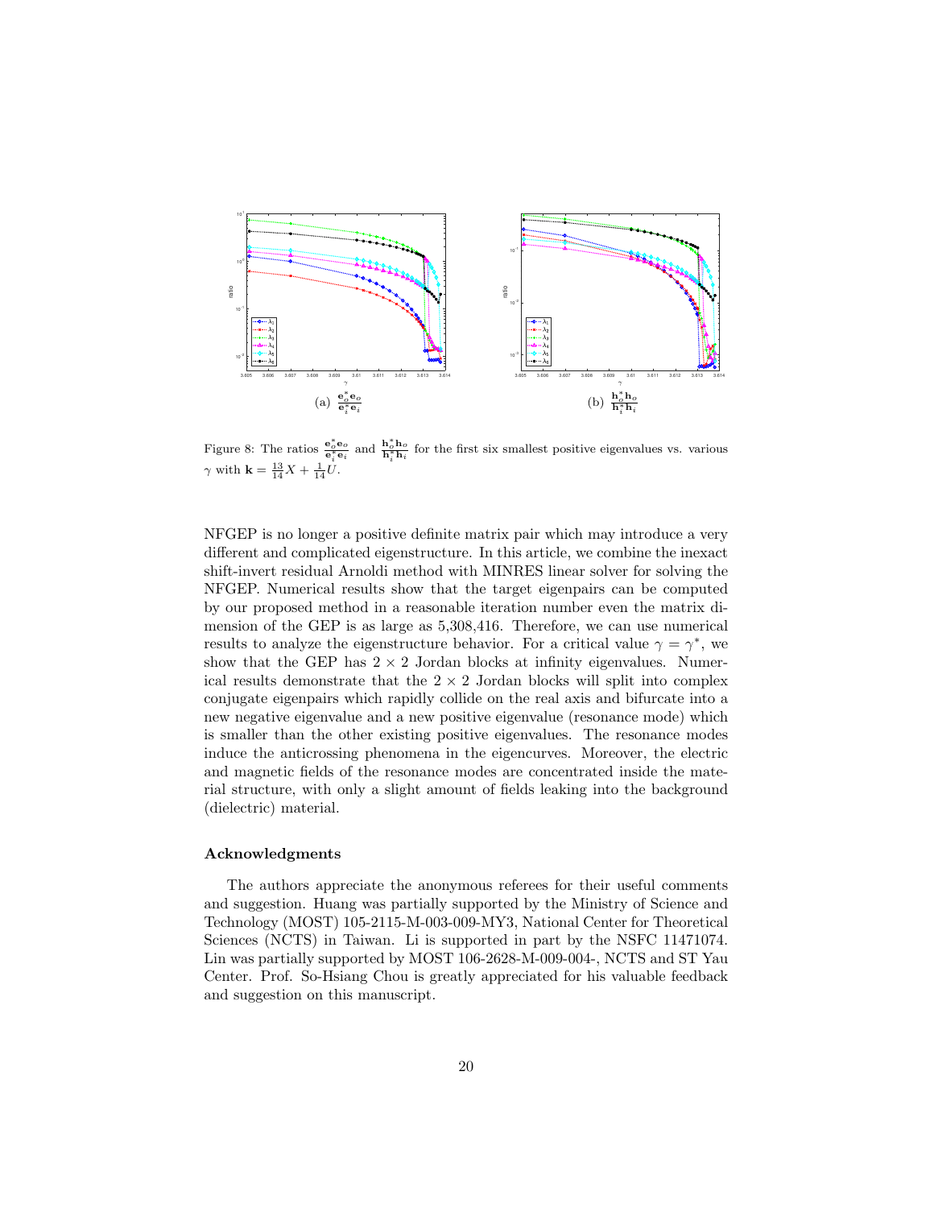(a) $\frac{\mathbf{e}_o^*\mathbf{e}_o}{\mathbf{e}_i^*\mathbf{e}_i}$

(b) $\frac{\mathbf{h}_o^*\mathbf{h}_o}{\mathbf{h}_i^*\mathbf{h}_i}$

Figure 8: The ratios $\frac{\mathbf{e}_o^*\mathbf{e}_o}{\mathbf{e}_i^*\mathbf{e}_i}$ and $\frac{\mathbf{h}_o^*\mathbf{h}_o}{\mathbf{h}_i^*\mathbf{h}_i}$ for the first six smallest positive eigenvalues vs. various $\gamma$ with $\mathbf{k} = \frac{13}{14}X + \frac{1}{14}U$.

NFGEP is no longer a positive definite matrix pair which may introduce a very different and complicated eigenstructure. In this article, we combine the inexact shift-invert residual Arnoldi method with MINRES linear solver for solving the NFGEP. Numerical results show that the target eigenpairs can be computed by our proposed method in a reasonable iteration number even the matrix dimension of the GEP is as large as 5,308,416. Therefore, we can use numerical results to analyze the eigenstructure behavior. For a critical value $\gamma = \gamma^*$, we show that the GEP has $2 \times 2$ Jordan blocks at infinity eigenvalues. Numerical results demonstrate that the $2 \times 2$ Jordan blocks will split into complex conjugate eigenpairs which rapidly collide on the real axis and bifurcate into a new negative eigenvalue and a new positive eigenvalue (resonance mode) which is smaller than the other existing positive eigenvalues. The resonance modes induce the anticrossing phenomena in the eigencurves. Moreover, the electric and magnetic fields of the resonance modes are concentrated inside the material structure, with only a slight amount of fields leaking into the background (dielectric) material.

### Acknowledgments

The authors appreciate the anonymous referees for their useful comments and suggestion. Huang was partially supported by the Ministry of Science and Technology (MOST) 105-2115-M-003-009-MY3, National Center for Theoretical Sciences (NCTS) in Taiwan. Li is supported in part by the NSFC 11471074. Lin was partially supported by MOST 106-2628-M-009-004-, NCTS and ST Yau Center. Prof. So-Hsiang Chou is greatly appreciated for his valuable feedback and suggestion on this manuscript.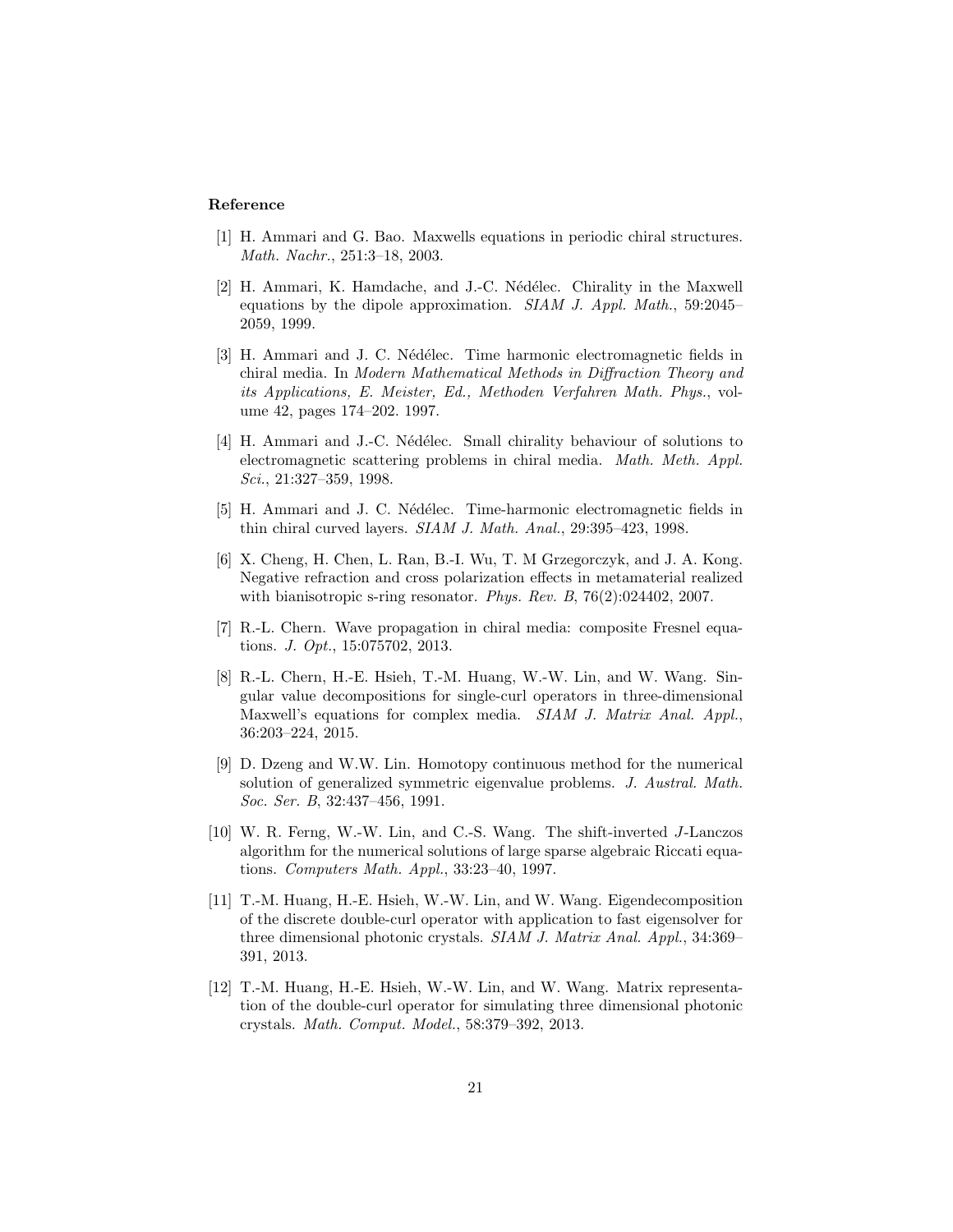### Reference

[1] H. Ammari and G. Bao. Maxwells equations in periodic chiral structures. *Math. Nachr.*, 251:3–18, 2003.

[2] H. Ammari, K. Hamdache, and J.-C. Nédélec. Chirality in the Maxwell equations by the dipole approximation. *SIAM J. Appl. Math.*, 59:2045–2059, 1999.

[3] H. Ammari and J. C. Nédélec. Time harmonic electromagnetic fields in chiral media. In *Modern Mathematical Methods in Diffraction Theory and its Applications, E. Meister, Ed., Methoden Verfahren Math. Phys.*, volume 42, pages 174–202. 1997.

[4] H. Ammari and J.-C. Nédélec. Small chirality behaviour of solutions to electromagnetic scattering problems in chiral media. *Math. Meth. Appl. Sci.*, 21:327–359, 1998.

[5] H. Ammari and J. C. Nédélec. Time-harmonic electromagnetic fields in thin chiral curved layers. *SIAM J. Math. Anal.*, 29:395–423, 1998.

[6] X. Cheng, H. Chen, L. Ran, B.-I. Wu, T. M Grzegorczyk, and J. A. Kong. Negative refraction and cross polarization effects in metamaterial realized with bianisotropic s-ring resonator. *Phys. Rev. B*, 76(2):024402, 2007.

[7] R.-L. Chern. Wave propagation in chiral media: composite Fresnel equations. *J. Opt.*, 15:075702, 2013.

[8] R.-L. Chern, H.-E. Hsieh, T.-M. Huang, W.-W. Lin, and W. Wang. Singular value decompositions for single-curl operators in three-dimensional Maxwell's equations for complex media. *SIAM J. Matrix Anal. Appl.*, 36:203–224, 2015.

[9] D. Dzeng and W.W. Lin. Homotopy continuous method for the numerical solution of generalized symmetric eigenvalue problems. *J. Austral. Math. Soc. Ser. B*, 32:437–456, 1991.

[10] W. R. Ferng, W.-W. Lin, and C.-S. Wang. The shift-inverted $J$-Lanczos algorithm for the numerical solutions of large sparse algebraic Riccati equations. *Computers Math. Appl.*, 33:23–40, 1997.

[11] T.-M. Huang, H.-E. Hsieh, W.-W. Lin, and W. Wang. Eigendecomposition of the discrete double-curl operator with application to fast eigensolver for three dimensional photonic crystals. *SIAM J. Matrix Anal. Appl.*, 34:369–391, 2013.

[12] T.-M. Huang, H.-E. Hsieh, W.-W. Lin, and W. Wang. Matrix representation of the double-curl operator for simulating three dimensional photonic crystals. *Math. Comput. Model.*, 58:379–392, 2013.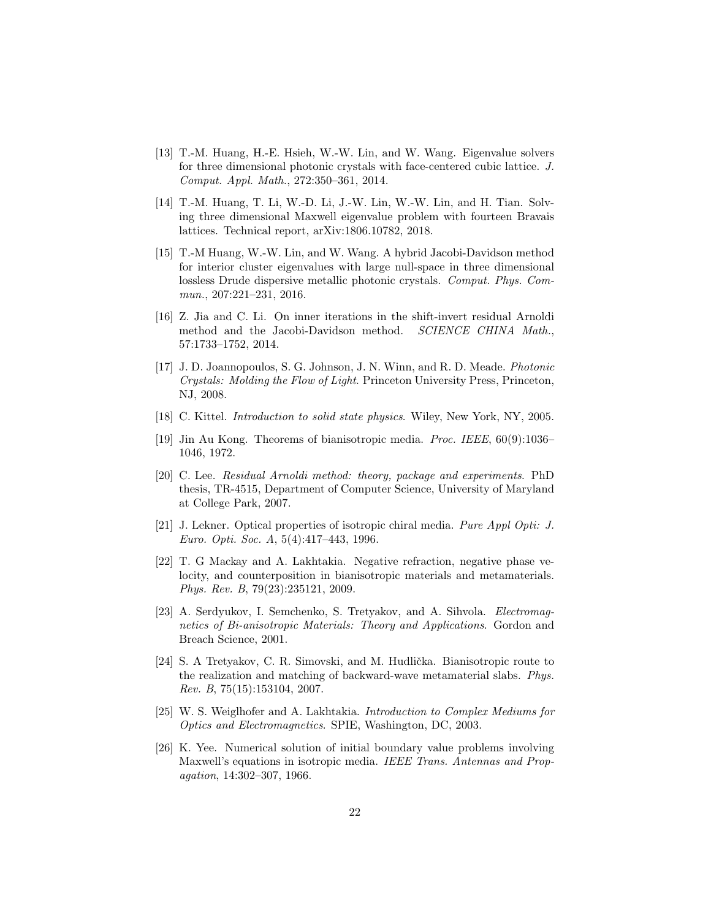[13] T.-M. Huang, H.-E. Hsieh, W.-W. Lin, and W. Wang. Eigenvalue solvers for three dimensional photonic crystals with face-centered cubic lattice. *J. Comput. Appl. Math.*, 272:350–361, 2014.

[14] T.-M. Huang, T. Li, W.-D. Li, J.-W. Lin, W.-W. Lin, and H. Tian. Solving three dimensional Maxwell eigenvalue problem with fourteen Bravais lattices. Technical report, arXiv:1806.10782, 2018.

[15] T.-M Huang, W.-W. Lin, and W. Wang. A hybrid Jacobi-Davidson method for interior cluster eigenvalues with large null-space in three dimensional lossless Drude dispersive metallic photonic crystals. *Comput. Phys. Commun.*, 207:221–231, 2016.

[16] Z. Jia and C. Li. On inner iterations in the shift-invert residual Arnoldi method and the Jacobi-Davidson method. *SCIENCE CHINA Math.*, 57:1733–1752, 2014.

[17] J. D. Joannopoulos, S. G. Johnson, J. N. Winn, and R. D. Meade. *Photonic Crystals: Molding the Flow of Light*. Princeton University Press, Princeton, NJ, 2008.

[18] C. Kittel. *Introduction to solid state physics*. Wiley, New York, NY, 2005.

[19] Jin Au Kong. Theorems of bianisotropic media. *Proc. IEEE*, 60(9):1036–1046, 1972.

[20] C. Lee. *Residual Arnoldi method: theory, package and experiments*. PhD thesis, TR-4515, Department of Computer Science, University of Maryland at College Park, 2007.

[21] J. Lekner. Optical properties of isotropic chiral media. *Pure Appl Opti: J. Euro. Opti. Soc. A*, 5(4):417–443, 1996.

[22] T. G Mackay and A. Lakhtakia. Negative refraction, negative phase velocity, and counterposition in bianisotropic materials and metamaterials. *Phys. Rev. B*, 79(23):235121, 2009.

[23] A. Serdyukov, I. Semchenko, S. Tretyakov, and A. Sihvola. *Electromagnetics of Bi-anisotropic Materials: Theory and Applications*. Gordon and Breach Science, 2001.

[24] S. A Tretyakov, C. R. Simovski, and M. Hudlička. Bianisotropic route to the realization and matching of backward-wave metamaterial slabs. *Phys. Rev. B*, 75(15):153104, 2007.

[25] W. S. Weiglhofer and A. Lakhtakia. *Introduction to Complex Mediums for Optics and Electromagnetics*. SPIE, Washington, DC, 2003.

[26] K. Yee. Numerical solution of initial boundary value problems involving Maxwell's equations in isotropic media. *IEEE Trans. Antennas and Propagation*, 14:302–307, 1966.